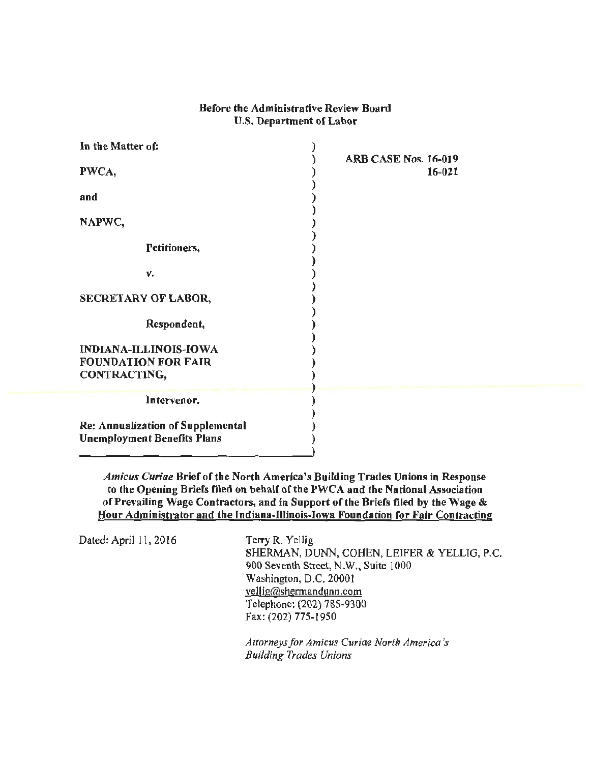**Before the Administrative Review Board**
**U.S. Department of Labor**

| | |
|---|---|
| In the Matter of: | **ARB CASE Nos. 16-019** |
| | **16-021** |
| **PWCA,** | |
| **and** | |
| **NAPWC,** | |
| **Petitioners,** | |
| **v.** | |
| **SECRETARY OF LABOR,** | |
| **Respondent,** | |
| **INDIANA-ILLINOIS-IOWA FOUNDATION FOR FAIR CONTRACTING,** | |
| **Intervenor.** | |
| **Re: Annualization of Supplemental Unemployment Benefits Plans** | |

***Amicus Curiae* Brief of the North America's Building Trades Unions in Response to the Opening Briefs filed on behalf of the PWCA and the National Association of Prevailing Wage Contractors, and in Support of the Briefs filed by the Wage & Hour Administrator and the Indiana-Illinois-Iowa Foundation for Fair Contracting**

Dated: April 11, 2016

Terry R. Yellig
SHERMAN, DUNN, COHEN, LEIFER & YELLIG, P.C.
900 Seventh Street, N.W., Suite 1000
Washington, D.C. 20001
yellig@shermandunn.com
Telephone: (202) 785-9300
Fax: (202) 775-1950

*Attorneys for Amicus Curiae North America's Building Trades Unions*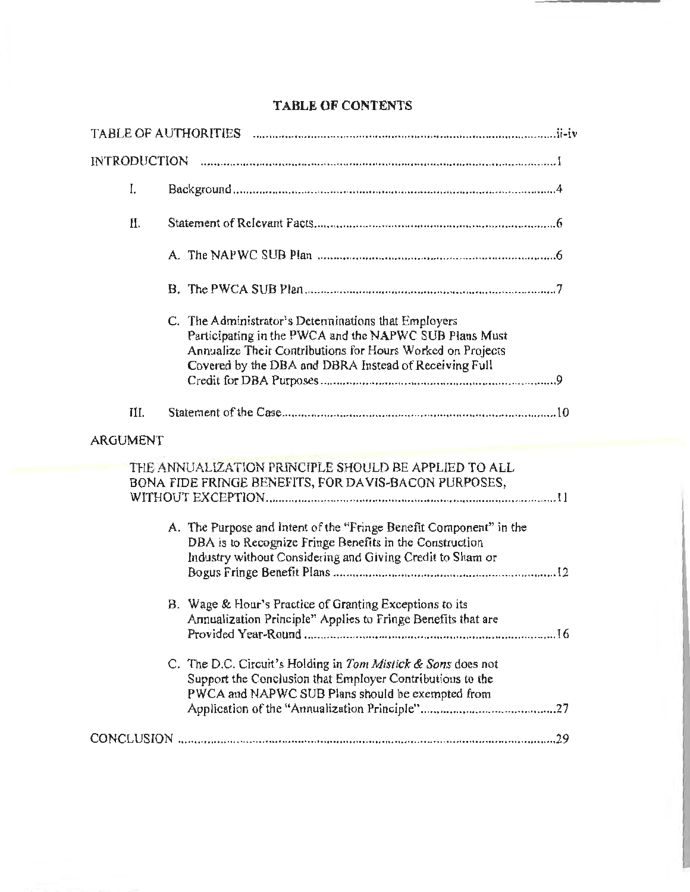## TABLE OF CONTENTS

TABLE OF AUTHORITIES ..... ii-iv

INTRODUCTION ..... 1

I. Background ..... 4

II. Statement of Relevant Facts ..... 6

A. The NAPWC SUB Plan ..... 6

B. The PWCA SUB Plan ..... 7

C. The Administrator's Determinations that Employers Participating in the PWCA and the NAPWC SUB Plans Must Annualize Their Contributions for Hours Worked on Projects Covered by the DBA and DBRA Instead of Receiving Full Credit for DBA Purposes ..... 9

III. Statement of the Case ..... 10

ARGUMENT

THE ANNUALIZATION PRINCIPLE SHOULD BE APPLIED TO ALL BONA FIDE FRINGE BENEFITS, FOR DAVIS-BACON PURPOSES, WITHOUT EXCEPTION ..... 11

A. The Purpose and Intent of the "Fringe Benefit Component" in the DBA is to Recognize Fringe Benefits in the Construction Industry without Considering and Giving Credit to Sham or Bogus Fringe Benefit Plans ..... 12

B. Wage & Hour's Practice of Granting Exceptions to its Annualization Principle" Applies to Fringe Benefits that are Provided Year-Round ..... 16

C. The D.C. Circuit's Holding in *Tom Mistick & Sons* does not Support the Conclusion that Employer Contributions to the PWCA and NAPWC SUB Plans should be exempted from Application of the "Annualization Principle" ..... 27

CONCLUSION ..... 29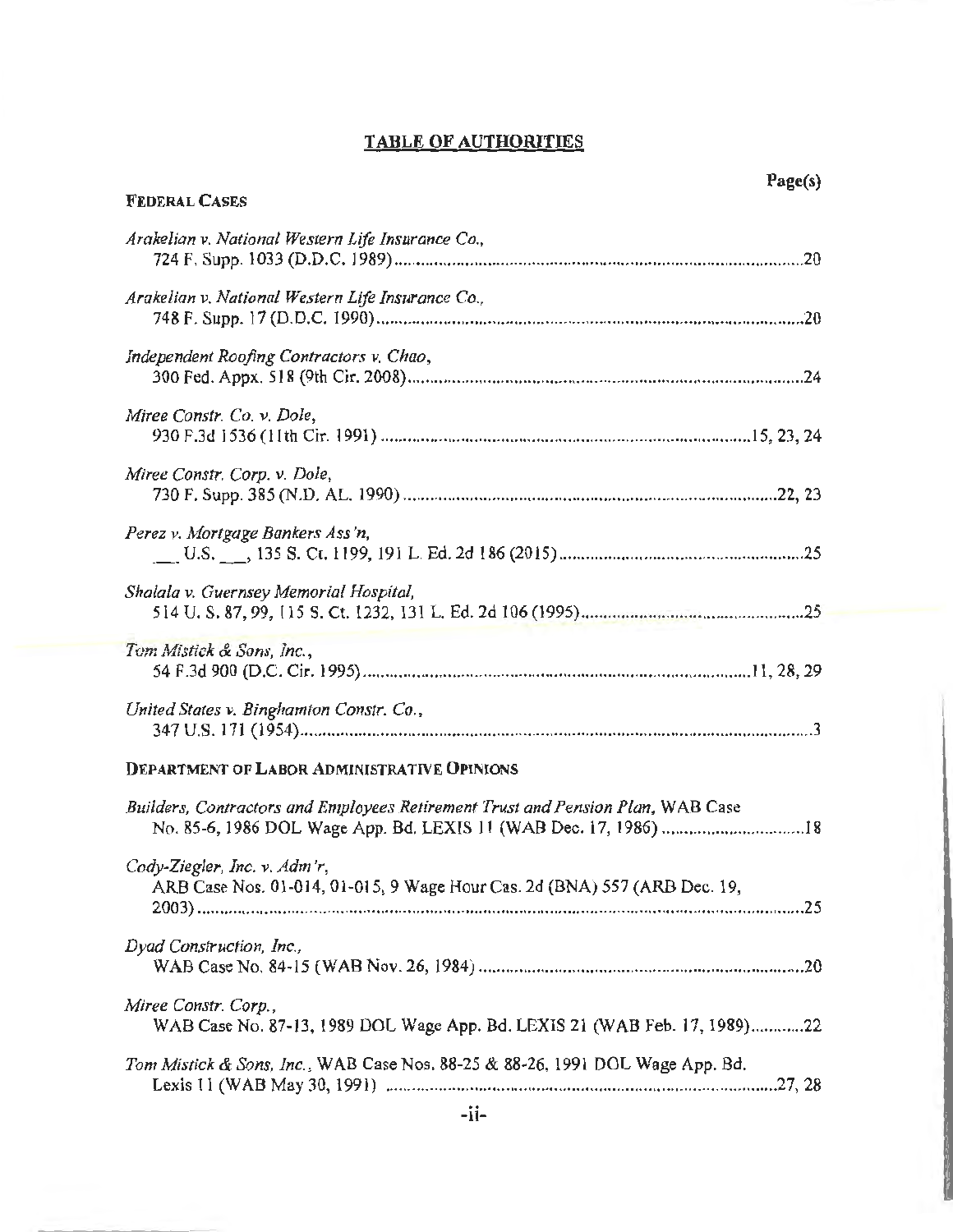## TABLE OF AUTHORITIES

**Page(s)**

**FEDERAL CASES**

*Arakelian v. National Western Life Insurance Co.*,
724 F. Supp. 1033 (D.D.C. 1989) .......... 20

*Arakelian v. National Western Life Insurance Co.*,
748 F. Supp. 17 (D.D.C. 1990) .......... 20

*Independent Roofing Contractors v. Chao*,
300 Fed. Appx. 518 (9th Cir. 2008) .......... 24

*Miree Constr. Co. v. Dole*,
930 F.3d 1536 (11th Cir. 1991) .......... 15, 23, 24

*Miree Constr. Corp. v. Dole*,
730 F. Supp. 385 (N.D. AL. 1990) .......... 22, 23

*Perez v. Mortgage Bankers Ass'n*,
___ U.S. ___, 135 S. Ct. 1199, 191 L. Ed. 2d 186 (2015) .......... 25

*Shalala v. Guernsey Memorial Hospital*,
514 U. S. 87, 99, 115 S. Ct. 1232, 131 L. Ed. 2d 106 (1995) .......... 25

*Tom Mistick & Sons, Inc.*,
54 F.3d 900 (D.C. Cir. 1995) .......... 11, 28, 29

*United States v. Binghamton Constr. Co.*,
347 U.S. 171 (1954) .......... 3

**DEPARTMENT OF LABOR ADMINISTRATIVE OPINIONS**

*Builders, Contractors and Employees Retirement Trust and Pension Plan*, WAB Case No. 85-6, 1986 DOL Wage App. Bd. LEXIS 11 (WAB Dec. 17, 1986) .......... 18

*Cody-Ziegler, Inc. v. Adm'r*,
ARB Case Nos. 01-014, 01-015, 9 Wage Hour Cas. 2d (BNA) 557 (ARB Dec. 19, 2003) .......... 25

*Dyad Construction, Inc.*,
WAB Case No. 84-15 (WAB Nov. 26, 1984) .......... 20

*Miree Constr. Corp.*,
WAB Case No. 87-13, 1989 DOL Wage App. Bd. LEXIS 21 (WAB Feb. 17, 1989) .......... 22

*Tom Mistick & Sons, Inc.*, WAB Case Nos. 88-25 & 88-26, 1991 DOL Wage App. Bd. Lexis 11 (WAB May 30, 1991) .......... 27, 28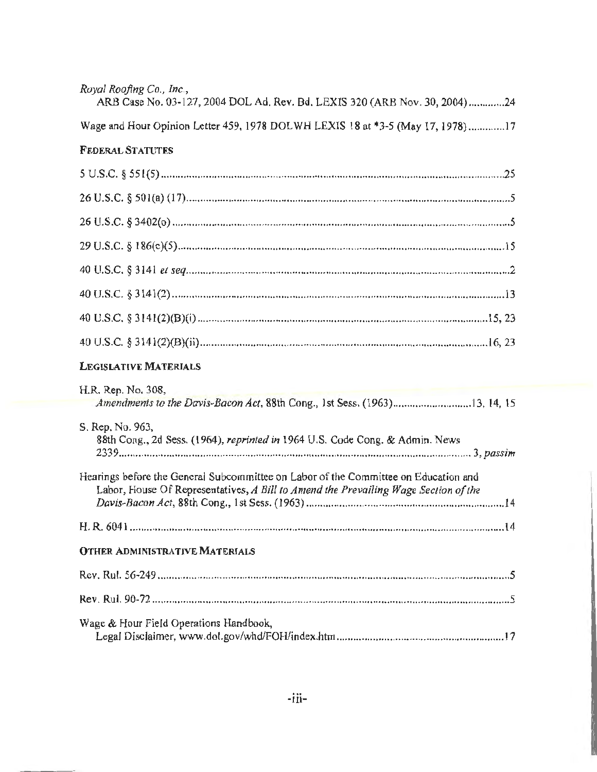*Royal Roofing Co., Inc.*,
ARB Case No. 03-127, 2004 DOL Ad. Rev. Bd. LEXIS 320 (ARB Nov. 30, 2004) ............24

Wage and Hour Opinion Letter 459, 1978 DOLWH LEXIS 18 at *3-5 (May 17, 1978) ............17

**FEDERAL STATUTES**

5 U.S.C. § 551(5) ............25

26 U.S.C. § 501(a) (17) ............5

26 U.S.C. § 3402(o) ............5

29 U.S.C. § 186(c)(5) ............15

40 U.S.C. § 3141 *et seq.* ............2

40 U.S.C. § 3141(2) ............13

40 U.S.C. § 3141(2)(B)(i) ............15, 23

40 U.S.C. § 3141(2)(B)(ii) ............16, 23

**LEGISLATIVE MATERIALS**

H.R. Rep. No. 308,
*Amendments to the Davis-Bacon Act*, 88th Cong., 1st Sess. (1963) ............13, 14, 15

S. Rep. No. 963,
88th Cong., 2d Sess. (1964), *reprinted in* 1964 U.S. Code Cong. & Admin. News 2339 ............3, *passim*

Hearings before the General Subcommittee on Labor of the Committee on Education and Labor, House Of Representatives, *A Bill to Amend the Prevailing Wage Section of the Davis-Bacon Act*, 88th Cong., 1st Sess. (1963) ............14

H. R. 6041 ............14

**OTHER ADMINISTRATIVE MATERIALS**

Rev. Rul. 56-249 ............5

Rev. Rul. 90-72 ............5

Wage & Hour Field Operations Handbook,
Legal Disclaimer, www.dol.gov/whd/FOH/index.htm ............17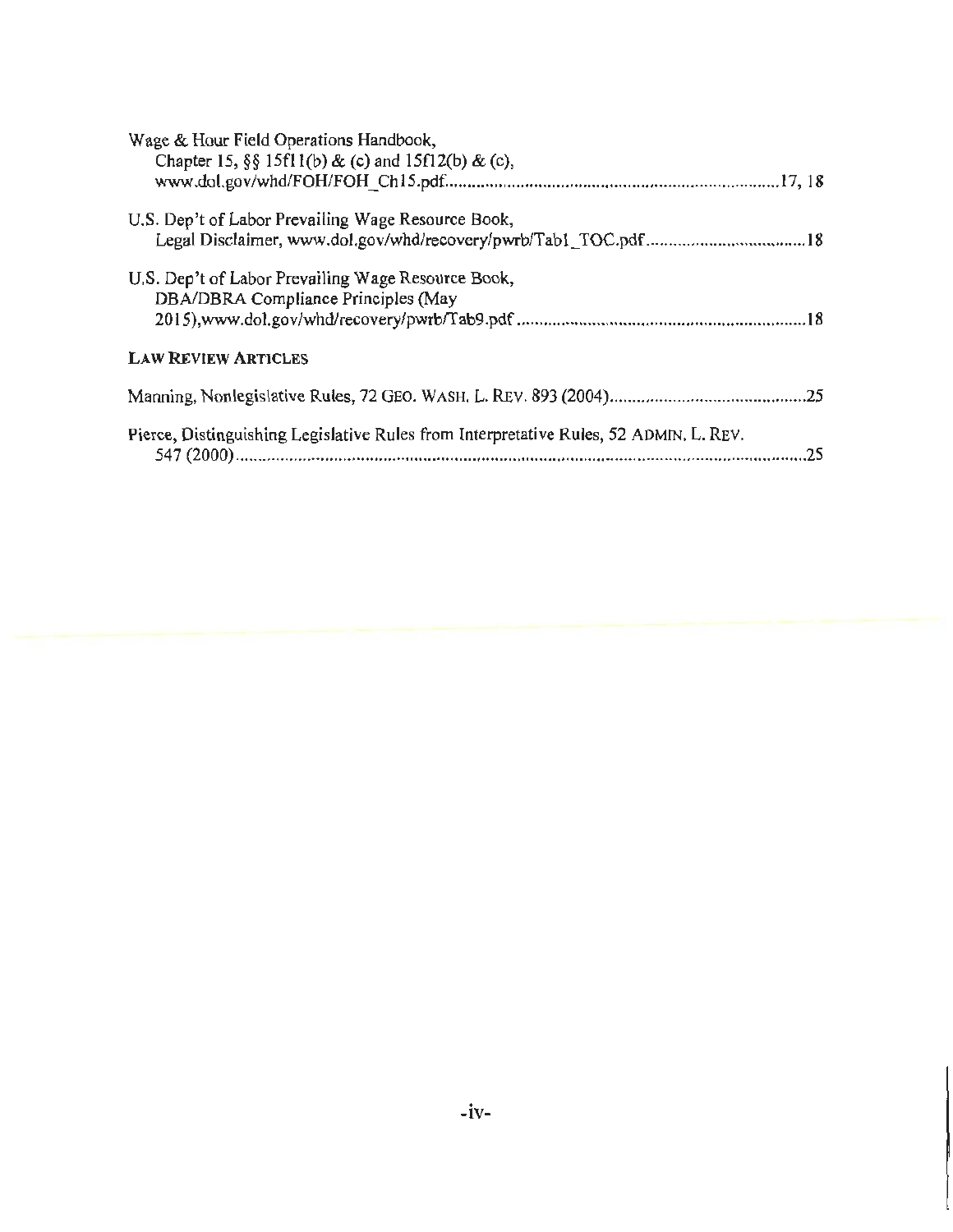Wage & Hour Field Operations Handbook,
Chapter 15, §§ 15f11(b) & (c) and 15f12(b) & (c),
www.dol.gov/whd/FOH/FOH_Ch15.pdf........................................................................17, 18

U.S. Dep't of Labor Prevailing Wage Resource Book,
Legal Disclaimer, www.dol.gov/whd/recovery/pwrb/Tab1_TOC.pdf....................................18

U.S. Dep't of Labor Prevailing Wage Resource Book,
DBA/DBRA Compliance Principles (May
2015),www.dol.gov/whd/recovery/pwrb/Tab9.pdf..................................................................18

**LAW REVIEW ARTICLES**

Manning, Nonlegislative Rules, 72 GEO. WASH. L. REV. 893 (2004)............................................25

Pierce, Distinguishing Legislative Rules from Interpretative Rules, 52 ADMIN. L. REV.
547 (2000)......................................................................................................................................25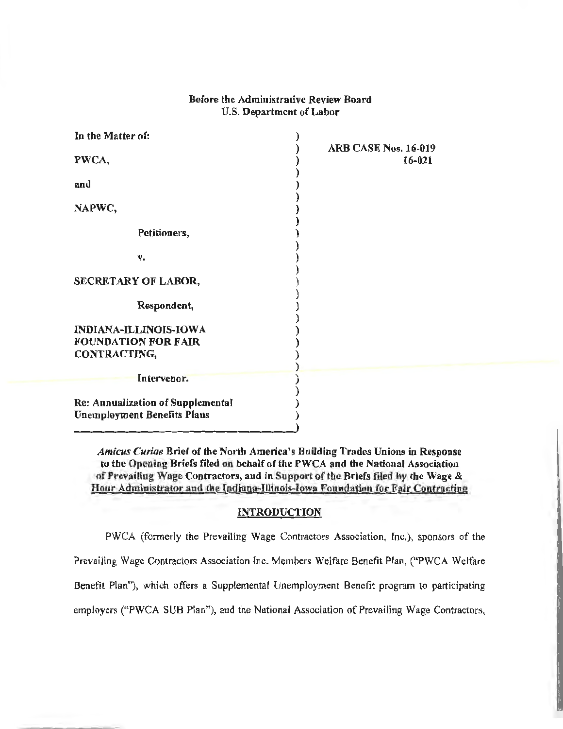**Before the Administrative Review Board**
**U.S. Department of Labor**

| | |
|---|---|
| In the Matter of: | ARB CASE Nos. 16-019 |
| PWCA, | 16-021 |
| and | |
| NAPWC, | |
| Petitioners, | |
| v. | |
| SECRETARY OF LABOR, | |
| Respondent, | |
| INDIANA-ILLINOIS-IOWA FOUNDATION FOR FAIR CONTRACTING, | |
| Intervenor. | |
| Re: Annualization of Supplemental Unemployment Benefits Plans | |

***Amicus Curiae* Brief of the North America's Building Trades Unions in Response to the Opening Briefs filed on behalf of the PWCA and the National Association of Prevailing Wage Contractors, and in Support of the Briefs filed by the Wage & Hour Administrator and the Indiana-Illinois-Iowa Foundation for Fair Contracting**

## INTRODUCTION

PWCA (formerly the Prevailing Wage Contractors Association, Inc.), sponsors of the Prevailing Wage Contractors Association Inc. Members Welfare Benefit Plan, ("PWCA Welfare Benefit Plan"), which offers a Supplemental Unemployment Benefit program to participating employers ("PWCA SUB Plan"), and the National Association of Prevailing Wage Contractors,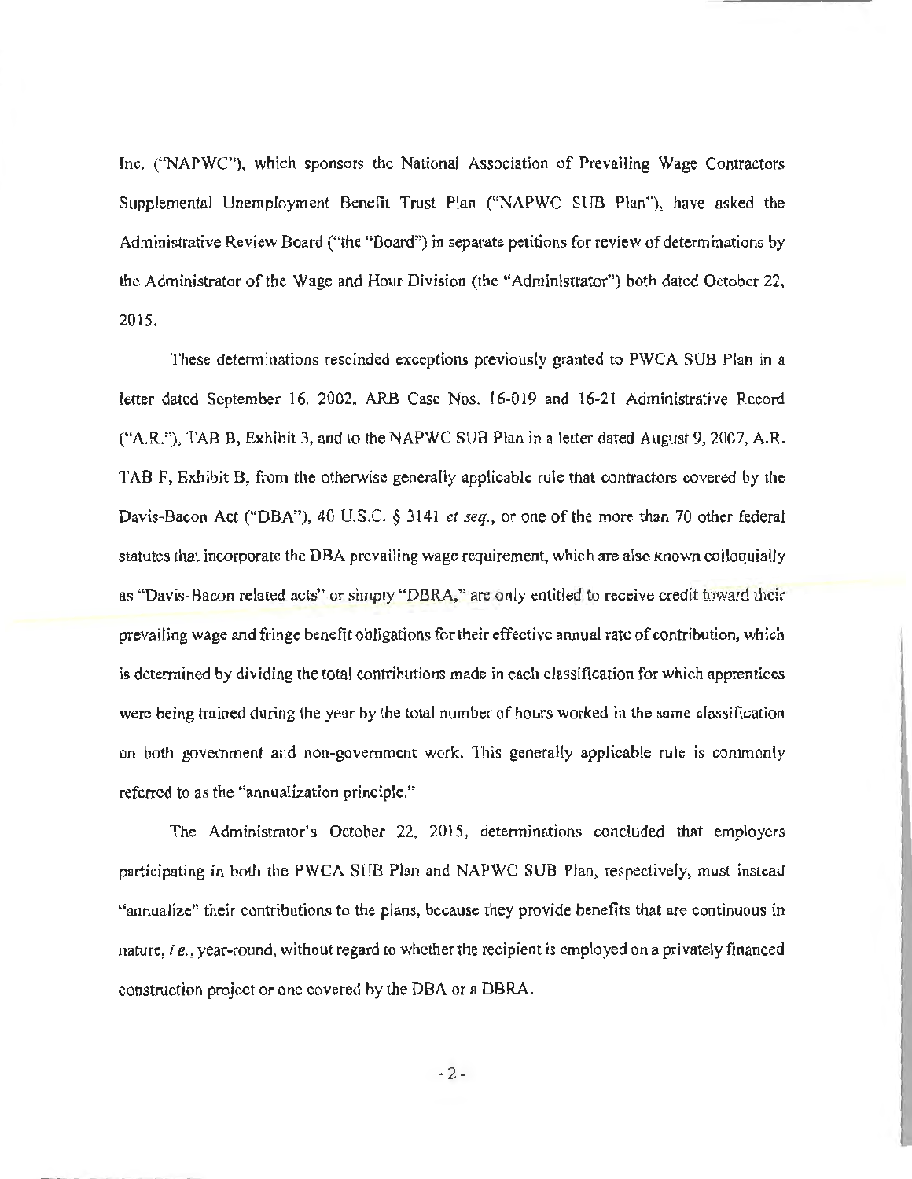Inc. ("NAPWC"), which sponsors the National Association of Prevailing Wage Contractors Supplemental Unemployment Benefit Trust Plan ("NAPWC SUB Plan"), have asked the Administrative Review Board ("the "Board") in separate petitions for review of determinations by the Administrator of the Wage and Hour Division (the "Administrator") both dated October 22, 2015.

These determinations rescinded exceptions previously granted to PWCA SUB Plan in a letter dated September 16, 2002, ARB Case Nos. 16-019 and 16-21 Administrative Record ("A.R."), TAB B, Exhibit 3, and to the NAPWC SUB Plan in a letter dated August 9, 2007, A.R. TAB F, Exhibit B, from the otherwise generally applicable rule that contractors covered by the Davis-Bacon Act ("DBA"), 40 U.S.C. § 3141 *et seq.*, or one of the more than 70 other federal statutes that incorporate the DBA prevailing wage requirement, which are also known colloquially as "Davis-Bacon related acts" or simply "DBRA," are only entitled to receive credit toward their prevailing wage and fringe benefit obligations for their effective annual rate of contribution, which is determined by dividing the total contributions made in each classification for which apprentices were being trained during the year by the total number of hours worked in the same classification on both government and non-government work. This generally applicable rule is commonly referred to as the "annualization principle."

The Administrator's October 22, 2015, determinations concluded that employers participating in both the PWCA SUB Plan and NAPWC SUB Plan, respectively, must instead "annualize" their contributions to the plans, because they provide benefits that are continuous in nature, *i.e.*, year-round, without regard to whether the recipient is employed on a privately financed construction project or one covered by the DBA or a DBRA.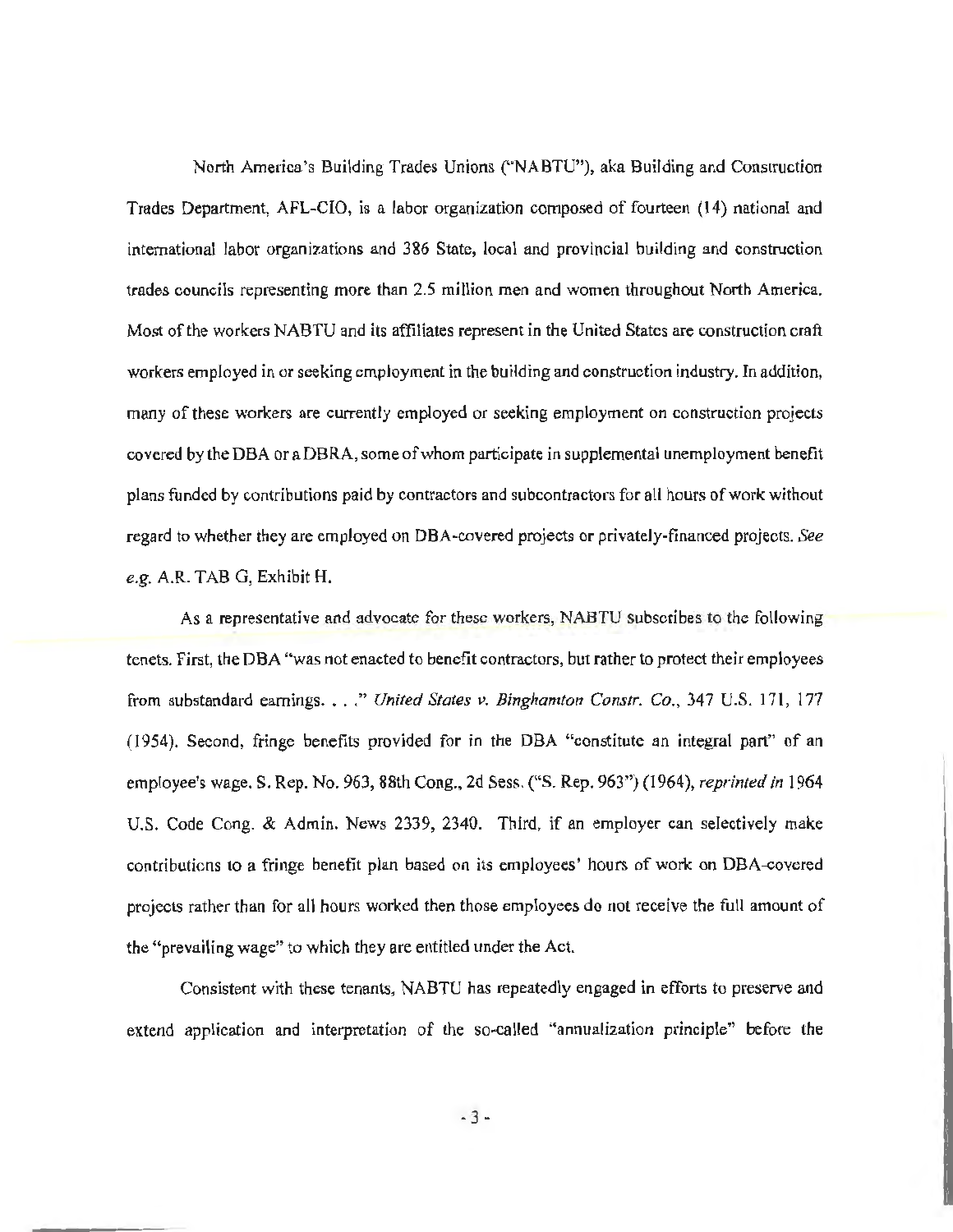North America's Building Trades Unions ("NABTU"), aka Building and Construction Trades Department, AFL-CIO, is a labor organization composed of fourteen (14) national and international labor organizations and 386 State, local and provincial building and construction trades councils representing more than 2.5 million men and women throughout North America. Most of the workers NABTU and its affiliates represent in the United States are construction craft workers employed in or seeking employment in the building and construction industry. In addition, many of these workers are currently employed or seeking employment on construction projects covered by the DBA or a DBRA, some of whom participate in supplemental unemployment benefit plans funded by contributions paid by contractors and subcontractors for all hours of work without regard to whether they are employed on DBA-covered projects or privately-financed projects. *See e.g.* A.R. TAB G, Exhibit H.

As a representative and advocate for these workers, NABTU subscribes to the following tenets. First, the DBA "was not enacted to benefit contractors, but rather to protect their employees from substandard earnings. . . ." *United States v. Binghamton Constr. Co.*, 347 U.S. 171, 177 (1954). Second, fringe benefits provided for in the DBA "constitute an integral part" of an employee's wage. S. Rep. No. 963, 88th Cong., 2d Sess. ("S. Rep. 963") (1964), *reprinted in* 1964 U.S. Code Cong. & Admin. News 2339, 2340. Third, if an employer can selectively make contributions to a fringe benefit plan based on its employees' hours of work on DBA-covered projects rather than for all hours worked then those employees do not receive the full amount of the "prevailing wage" to which they are entitled under the Act.

Consistent with these tenants, NABTU has repeatedly engaged in efforts to preserve and extend application and interpretation of the so-called "annualization principle" before the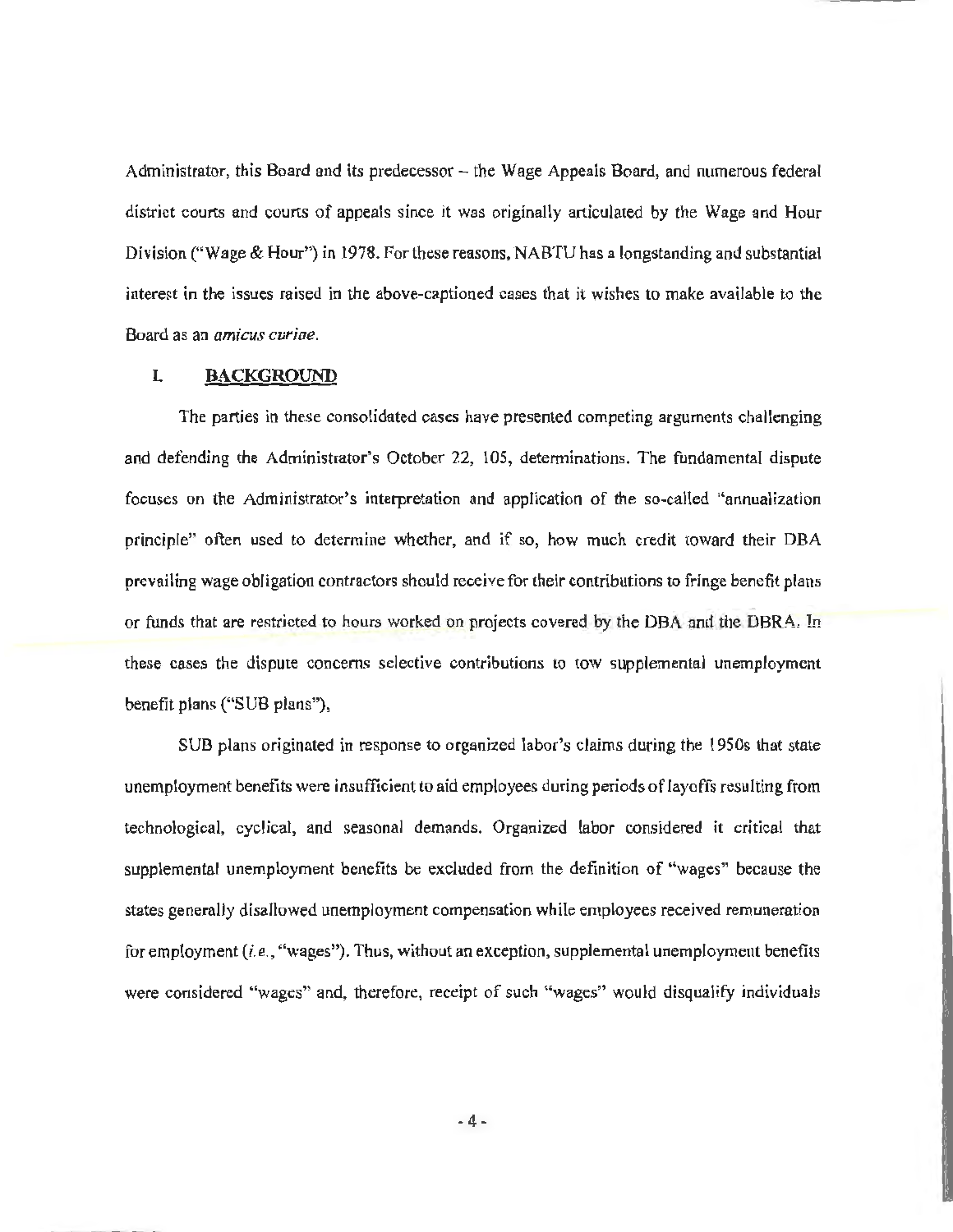Administrator, this Board and its predecessor – the Wage Appeals Board, and numerous federal district courts and courts of appeals since it was originally articulated by the Wage and Hour Division ("Wage & Hour") in 1978. For these reasons, NABTU has a longstanding and substantial interest in the issues raised in the above-captioned cases that it wishes to make available to the Board as an *amicus curiae*.

## I. BACKGROUND

The parties in these consolidated cases have presented competing arguments challenging and defending the Administrator's October 22, 105, determinations. The fundamental dispute focuses on the Administrator's interpretation and application of the so-called "annualization principle" often used to determine whether, and if so, how much credit toward their DBA prevailing wage obligation contractors should receive for their contributions to fringe benefit plans or funds that are restricted to hours worked on projects covered by the DBA and the DBRA. In these cases the dispute concerns selective contributions to tow supplemental unemployment benefit plans ("SUB plans"),

SUB plans originated in response to organized labor's claims during the 1950s that state unemployment benefits were insufficient to aid employees during periods of layoffs resulting from technological, cyclical, and seasonal demands. Organized labor considered it critical that supplemental unemployment benefits be excluded from the definition of "wages" because the states generally disallowed unemployment compensation while employees received remuneration for employment (*i.e.*, "wages"). Thus, without an exception, supplemental unemployment benefits were considered "wages" and, therefore, receipt of such "wages" would disqualify individuals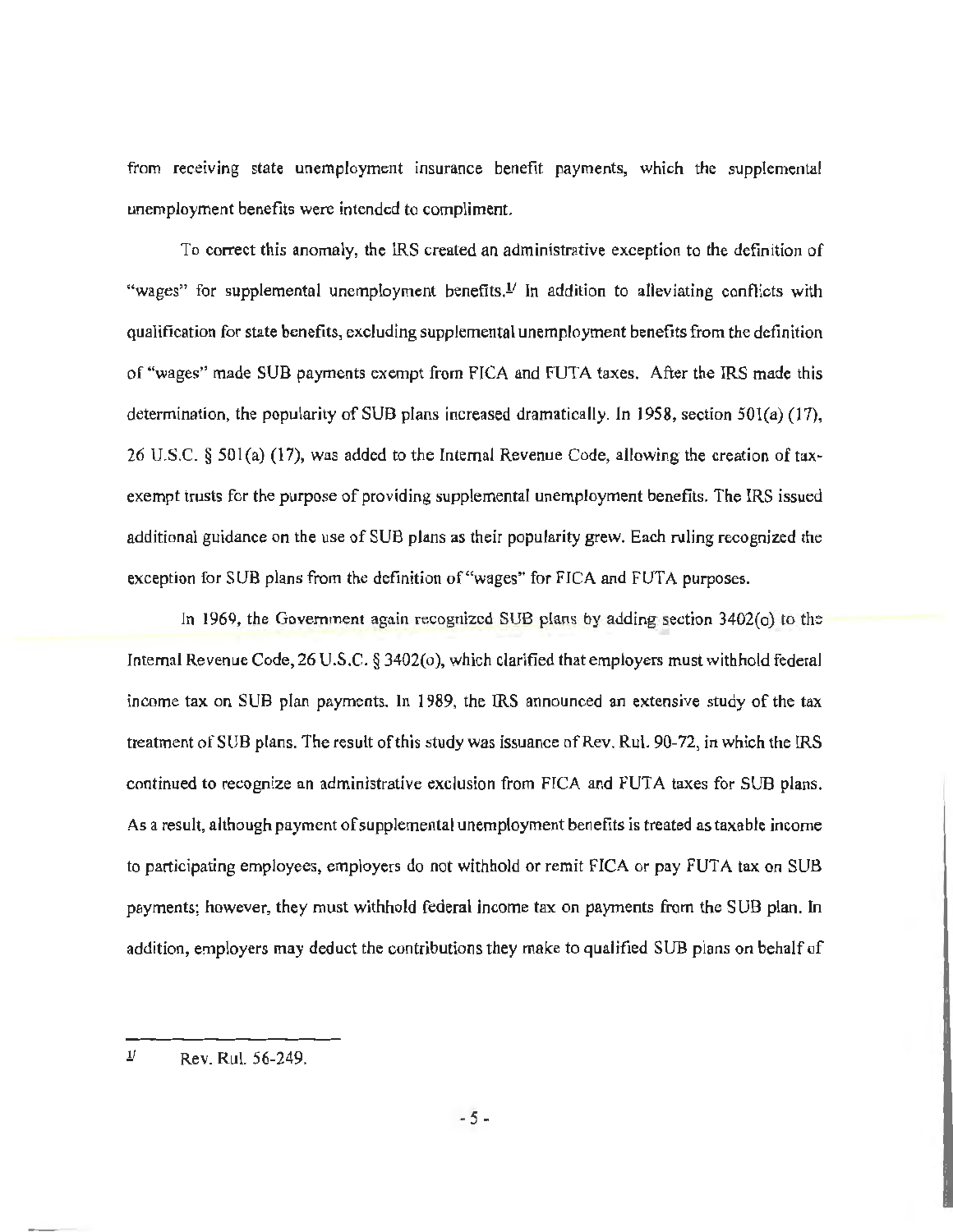from receiving state unemployment insurance benefit payments, which the supplemental unemployment benefits were intended to compliment.

To correct this anomaly, the IRS created an administrative exception to the definition of "wages" for supplemental unemployment benefits.[1] In addition to alleviating conflicts with qualification for state benefits, excluding supplemental unemployment benefits from the definition of "wages" made SUB payments exempt from FICA and FUTA taxes. After the IRS made this determination, the popularity of SUB plans increased dramatically. In 1958, section 501(a) (17), 26 U.S.C. § 501(a) (17), was added to the Internal Revenue Code, allowing the creation of tax-exempt trusts for the purpose of providing supplemental unemployment benefits. The IRS issued additional guidance on the use of SUB plans as their popularity grew. Each ruling recognized the exception for SUB plans from the definition of "wages" for FICA and FUTA purposes.

In 1969, the Government again recognized SUB plans by adding section 3402(o) to the Internal Revenue Code, 26 U.S.C. § 3402(o), which clarified that employers must withhold federal income tax on SUB plan payments. In 1989, the IRS announced an extensive study of the tax treatment of SUB plans. The result of this study was issuance of Rev. Rul. 90-72, in which the IRS continued to recognize an administrative exclusion from FICA and FUTA taxes for SUB plans. As a result, although payment of supplemental unemployment benefits is treated as taxable income to participating employees, employers do not withhold or remit FICA or pay FUTA tax on SUB payments; however, they must withhold federal income tax on payments from the SUB plan. In addition, employers may deduct the contributions they make to qualified SUB plans on behalf of

---

[1] Rev. Rul. 56-249.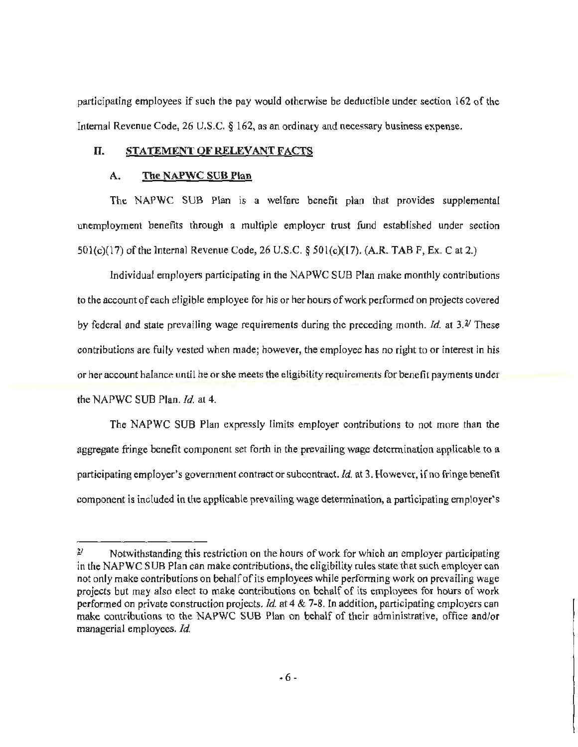participating employees if such the pay would otherwise be deductible under section 162 of the Internal Revenue Code, 26 U.S.C. § 162, as an ordinary and necessary business expense.

## II. STATEMENT OF RELEVANT FACTS

### A. The NAPWC SUB Plan

The NAPWC SUB Plan is a welfare benefit plan that provides supplemental unemployment benefits through a multiple employer trust fund established under section 501(c)(17) of the Internal Revenue Code, 26 U.S.C. § 501(c)(17). (A.R. TAB F, Ex. C at 2.)

Individual employers participating in the NAPWC SUB Plan make monthly contributions to the account of each eligible employee for his or her hours of work performed on projects covered by federal and state prevailing wage requirements during the preceding month. *Id.* at 3.[2] These contributions are fully vested when made; however, the employee has no right to or interest in his or her account balance until he or she meets the eligibility requirements for benefit payments under the NAPWC SUB Plan. *Id.* at 4.

The NAPWC SUB Plan expressly limits employer contributions to not more than the aggregate fringe benefit component set forth in the prevailing wage determination applicable to a participating employer's government contract or subcontract. *Id.* at 3. However, if no fringe benefit component is included in the applicable prevailing wage determination, a participating employer's

---

[2] Notwithstanding this restriction on the hours of work for which an employer participating in the NAPWC SUB Plan can make contributions, the eligibility rules state that such employer can not only make contributions on behalf of its employees while performing work on prevailing wage projects but may also elect to make contributions on behalf of its employees for hours of work performed on private construction projects. *Id.* at 4 & 7-8. In addition, participating employers can make contributions to the NAPWC SUB Plan on behalf of their administrative, office and/or managerial employees. *Id.*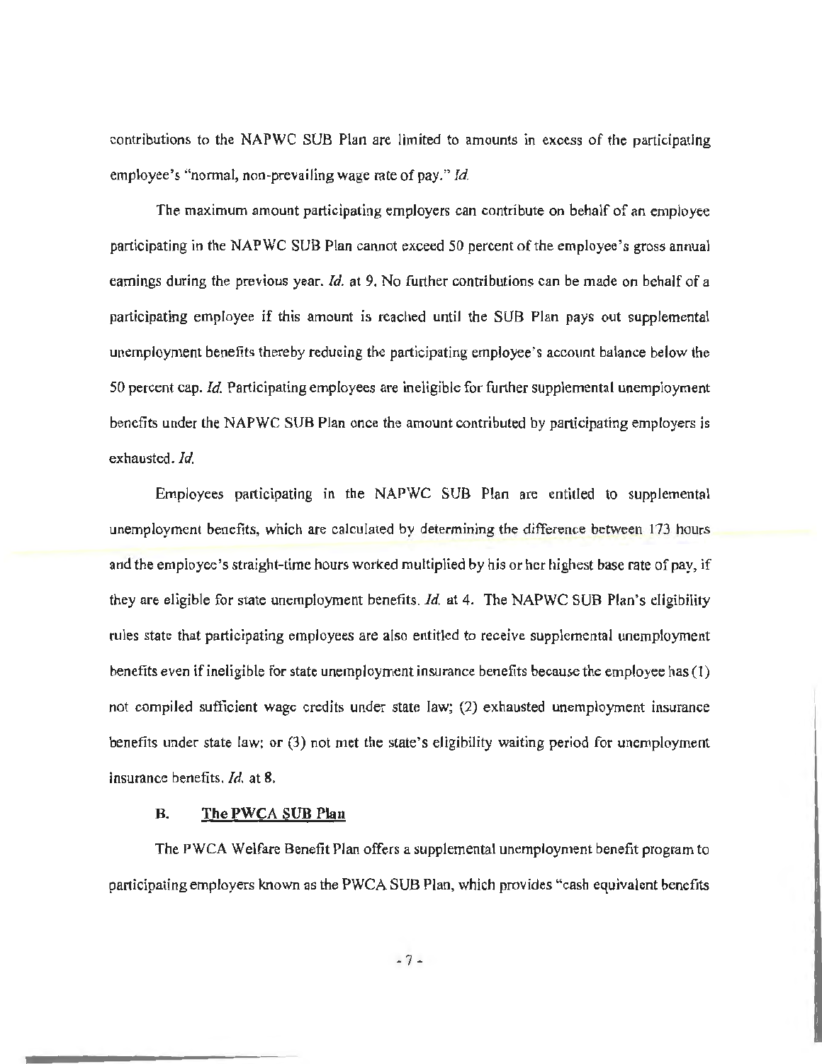contributions to the NAPWC SUB Plan are limited to amounts in excess of the participating employee's "normal, non-prevailing wage rate of pay." *Id.*

The maximum amount participating employers can contribute on behalf of an employee participating in the NAPWC SUB Plan cannot exceed 50 percent of the employee's gross annual earnings during the previous year. *Id.* at 9. No further contributions can be made on behalf of a participating employee if this amount is reached until the SUB Plan pays out supplemental unemployment benefits thereby reducing the participating employee's account balance below the 50 percent cap. *Id.* Participating employees are ineligible for further supplemental unemployment benefits under the NAPWC SUB Plan once the amount contributed by participating employers is exhausted. *Id.*

Employees participating in the NAPWC SUB Plan are entitled to supplemental unemployment benefits, which are calculated by determining the difference between 173 hours and the employee's straight-time hours worked multiplied by his or her highest base rate of pay, if they are eligible for state unemployment benefits. *Id.* at 4. The NAPWC SUB Plan's eligibility rules state that participating employees are also entitled to receive supplemental unemployment benefits even if ineligible for state unemployment insurance benefits because the employee has (1) not compiled sufficient wage credits under state law; (2) exhausted unemployment insurance benefits under state law; or (3) not met the state's eligibility waiting period for unemployment insurance benefits. *Id.* at 8.

### B. The PWCA SUB Plan

The PWCA Welfare Benefit Plan offers a supplemental unemployment benefit program to participating employers known as the PWCA SUB Plan, which provides "cash equivalent benefits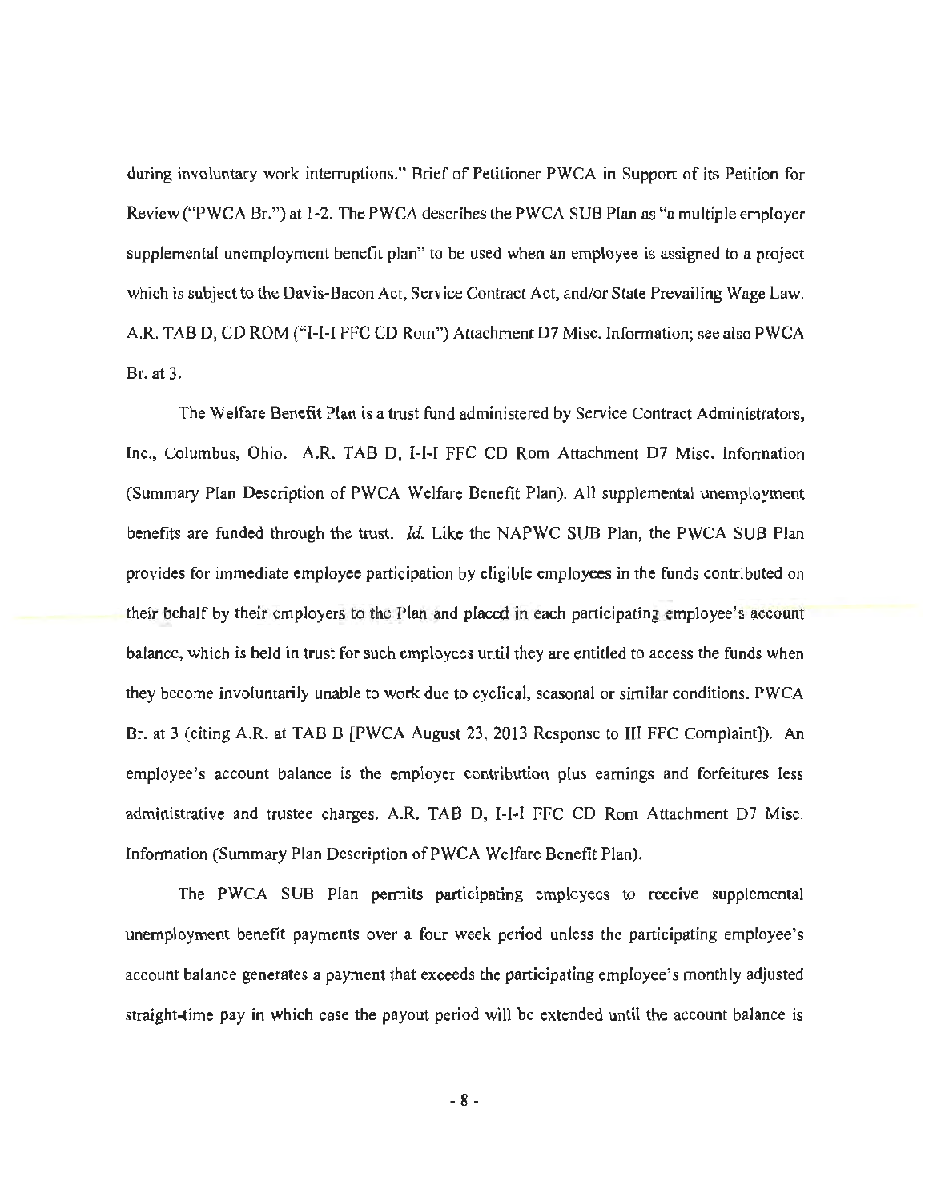during involuntary work interruptions." Brief of Petitioner PWCA in Support of its Petition for Review ("PWCA Br.") at 1-2. The PWCA describes the PWCA SUB Plan as "a multiple employer supplemental unemployment benefit plan" to be used when an employee is assigned to a project which is subject to the Davis-Bacon Act, Service Contract Act, and/or State Prevailing Wage Law. A.R. TAB D, CD ROM ("I-I-I FFC CD Rom") Attachment D7 Misc. Information; see also PWCA Br. at 3.

The Welfare Benefit Plan is a trust fund administered by Service Contract Administrators, Inc., Columbus, Ohio. A.R. TAB D, I-I-I FFC CD Rom Attachment D7 Misc. Information (Summary Plan Description of PWCA Welfare Benefit Plan). All supplemental unemployment benefits are funded through the trust. *Id.* Like the NAPWC SUB Plan, the PWCA SUB Plan provides for immediate employee participation by eligible employees in the funds contributed on their behalf by their employers to the Plan and placed in each participating employee's account balance, which is held in trust for such employees until they are entitled to access the funds when they become involuntarily unable to work due to cyclical, seasonal or similar conditions. PWCA Br. at 3 (citing A.R. at TAB B [PWCA August 23, 2013 Response to III FFC Complaint]). An employee's account balance is the employer contribution plus earnings and forfeitures less administrative and trustee charges. A.R. TAB D, I-I-I FFC CD Rom Attachment D7 Misc. Information (Summary Plan Description of PWCA Welfare Benefit Plan).

The PWCA SUB Plan permits participating employees to receive supplemental unemployment benefit payments over a four week period unless the participating employee's account balance generates a payment that exceeds the participating employee's monthly adjusted straight-time pay in which case the payout period will be extended until the account balance is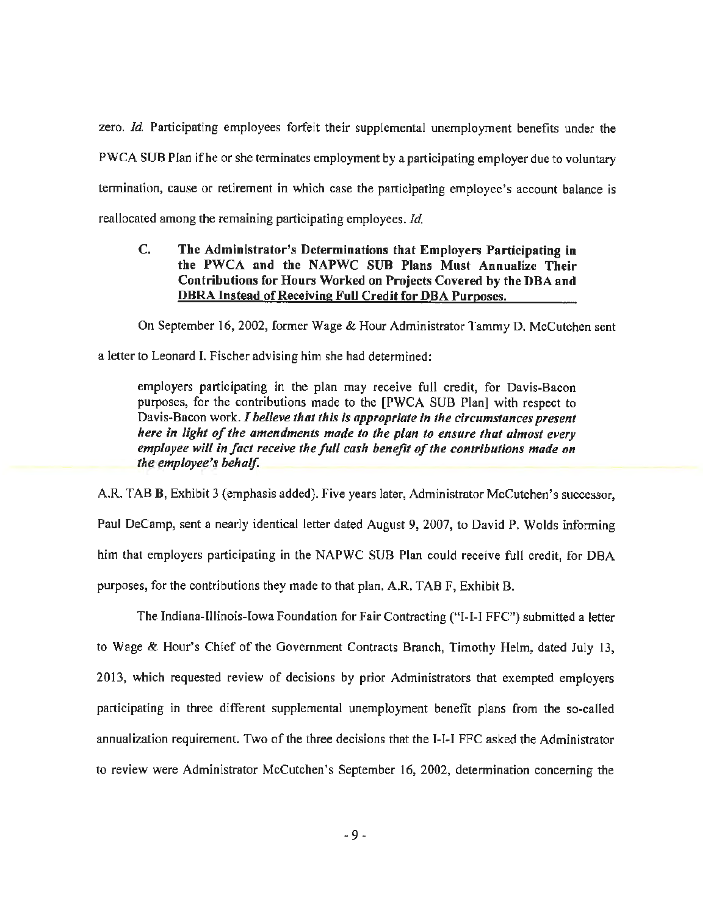zero. *Id.* Participating employees forfeit their supplemental unemployment benefits under the PWCA SUB Plan if he or she terminates employment by a participating employer due to voluntary termination, cause or retirement in which case the participating employee's account balance is reallocated among the remaining participating employees. *Id.*

### C. The Administrator's Determinations that Employers Participating in the PWCA and the NAPWC SUB Plans Must Annualize Their Contributions for Hours Worked on Projects Covered by the DBA and DBRA Instead of Receiving Full Credit for DBA Purposes.

On September 16, 2002, former Wage & Hour Administrator Tammy D. McCutchen sent a letter to Leonard I. Fischer advising him she had determined:

> employers participating in the plan may receive full credit, for Davis-Bacon purposes, for the contributions made to the [PWCA SUB Plan] with respect to Davis-Bacon work. ***I believe that this is appropriate in the circumstances present here in light of the amendments made to the plan to ensure that almost every employee will in fact receive the full cash benefit of the contributions made on the employee's behalf.***

A.R. TAB **B**, Exhibit 3 (emphasis added). Five years later, Administrator McCutchen's successor, Paul DeCamp, sent a nearly identical letter dated August 9, 2007, to David P. Wolds informing him that employers participating in the NAPWC SUB Plan could receive full credit, for DBA purposes, for the contributions they made to that plan. A.R. TAB F, Exhibit B.

The Indiana-Illinois-Iowa Foundation for Fair Contracting ("I-I-I FFC") submitted a letter to Wage & Hour's Chief of the Government Contracts Branch, Timothy Helm, dated July 13, 2013, which requested review of decisions by prior Administrators that exempted employers participating in three different supplemental unemployment benefit plans from the so-called annualization requirement. Two of the three decisions that the I-I-I FFC asked the Administrator to review were Administrator McCutchen's September 16, 2002, determination concerning the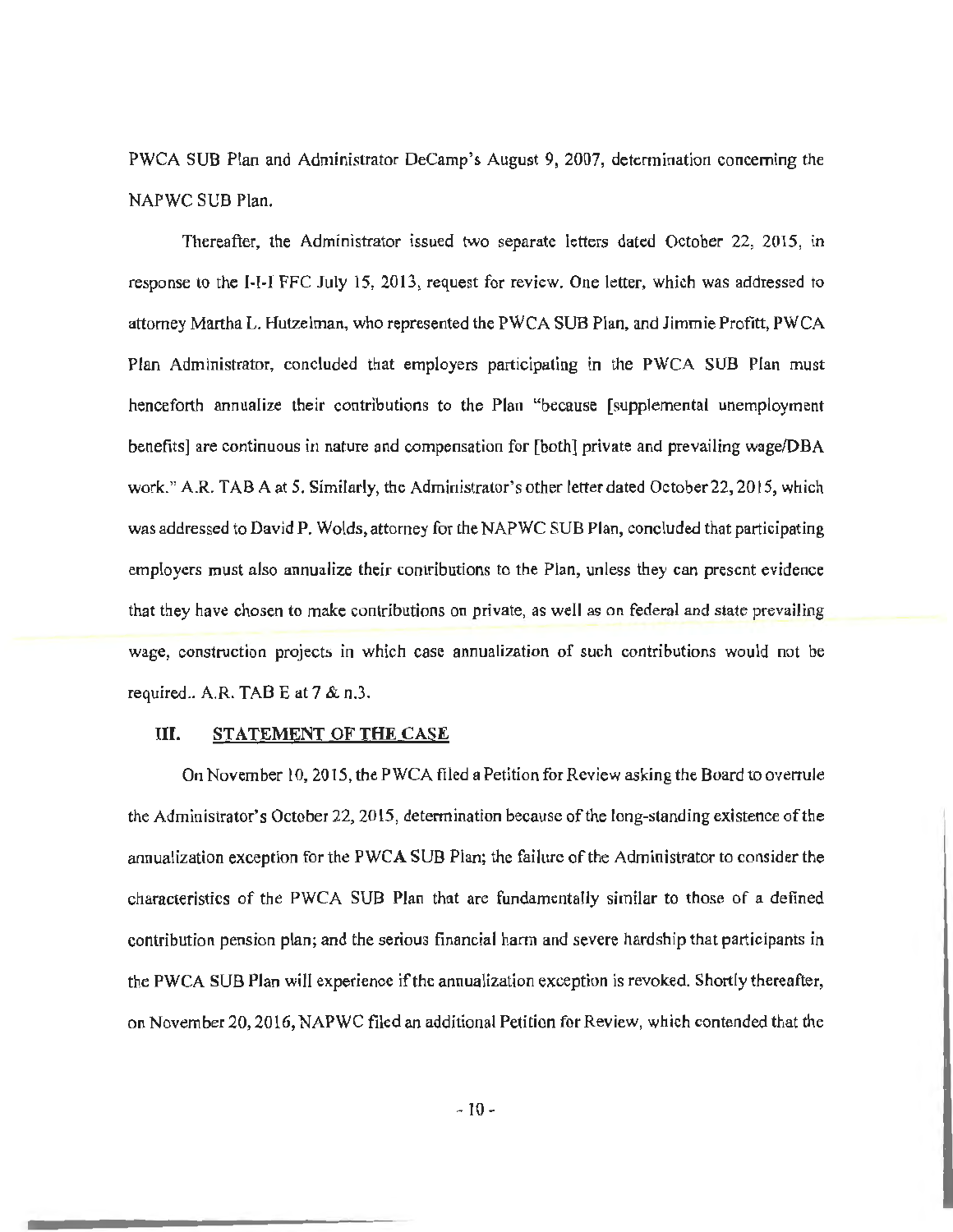PWCA SUB Plan and Administrator DeCamp's August 9, 2007, determination concerning the NAPWC SUB Plan.

Thereafter, the Administrator issued two separate letters dated October 22, 2015, in response to the I-I-I FFC July 15, 2013, request for review. One letter, which was addressed to attorney Martha L. Hutzelman, who represented the PWCA SUB Plan, and Jimmie Profitt, PWCA Plan Administrator, concluded that employers participating in the PWCA SUB Plan must henceforth annualize their contributions to the Plan "because [supplemental unemployment benefits] are continuous in nature and compensation for [both] private and prevailing wage/DBA work." A.R. TAB A at 5. Similarly, the Administrator's other letter dated October 22, 2015, which was addressed to David P. Wolds, attorney for the NAPWC SUB Plan, concluded that participating employers must also annualize their contributions to the Plan, unless they can present evidence that they have chosen to make contributions on private, as well as on federal and state prevailing wage, construction projects in which case annualization of such contributions would not be required.. A.R. TAB E at 7 & n.3.

## III. STATEMENT OF THE CASE

On November 10, 2015, the PWCA filed a Petition for Review asking the Board to overrule the Administrator's October 22, 2015, determination because of the long-standing existence of the annualization exception for the PWCA SUB Plan; the failure of the Administrator to consider the characteristics of the PWCA SUB Plan that are fundamentally similar to those of a defined contribution pension plan; and the serious financial harm and severe hardship that participants in the PWCA SUB Plan will experience if the annualization exception is revoked. Shortly thereafter, on November 20, 2016, NAPWC filed an additional Petition for Review, which contended that the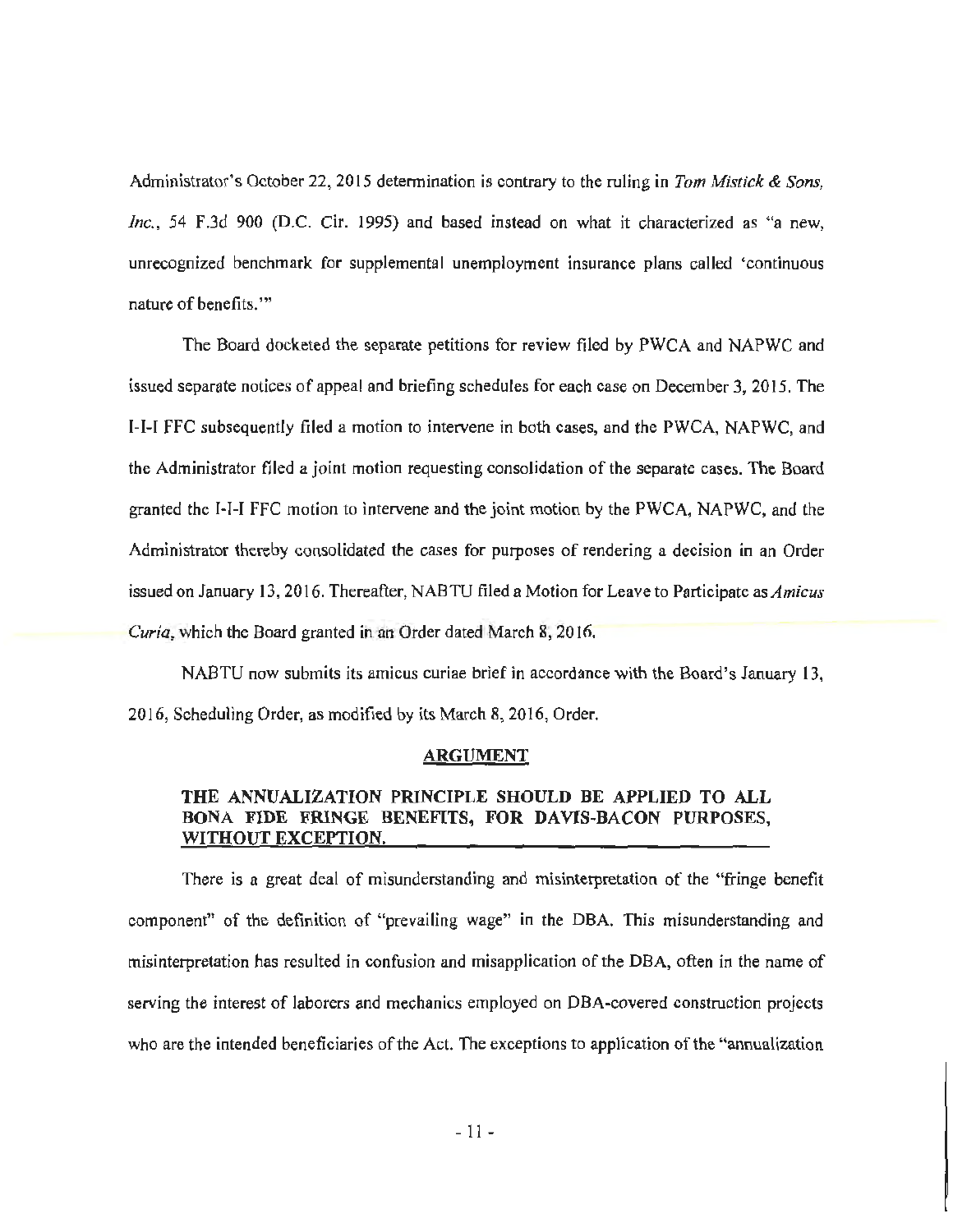Administrator's October 22, 2015 determination is contrary to the ruling in *Tom Mistick & Sons, Inc.*, 54 F.3d 900 (D.C. Cir. 1995) and based instead on what it characterized as "a new, unrecognized benchmark for supplemental unemployment insurance plans called 'continuous nature of benefits.'"

The Board docketed the separate petitions for review filed by PWCA and NAPWC and issued separate notices of appeal and briefing schedules for each case on December 3, 2015. The I-I-I FFC subsequently filed a motion to intervene in both cases, and the PWCA, NAPWC, and the Administrator filed a joint motion requesting consolidation of the separate cases. The Board granted the I-I-I FFC motion to intervene and the joint motion by the PWCA, NAPWC, and the Administrator thereby consolidated the cases for purposes of rendering a decision in an Order issued on January 13, 2016. Thereafter, NABTU filed a Motion for Leave to Participate as *Amicus Curia*, which the Board granted in an Order dated March 8, 2016.

NABTU now submits its amicus curiae brief in accordance with the Board's January 13, 2016, Scheduling Order, as modified by its March 8, 2016, Order.

## ARGUMENT

### THE ANNUALIZATION PRINCIPLE SHOULD BE APPLIED TO ALL BONA FIDE FRINGE BENEFITS, FOR DAVIS-BACON PURPOSES, WITHOUT EXCEPTION.

There is a great deal of misunderstanding and misinterpretation of the "fringe benefit component" of the definition of "prevailing wage" in the DBA. This misunderstanding and misinterpretation has resulted in confusion and misapplication of the DBA, often in the name of serving the interest of laborers and mechanics employed on DBA-covered construction projects who are the intended beneficiaries of the Act. The exceptions to application of the "annualization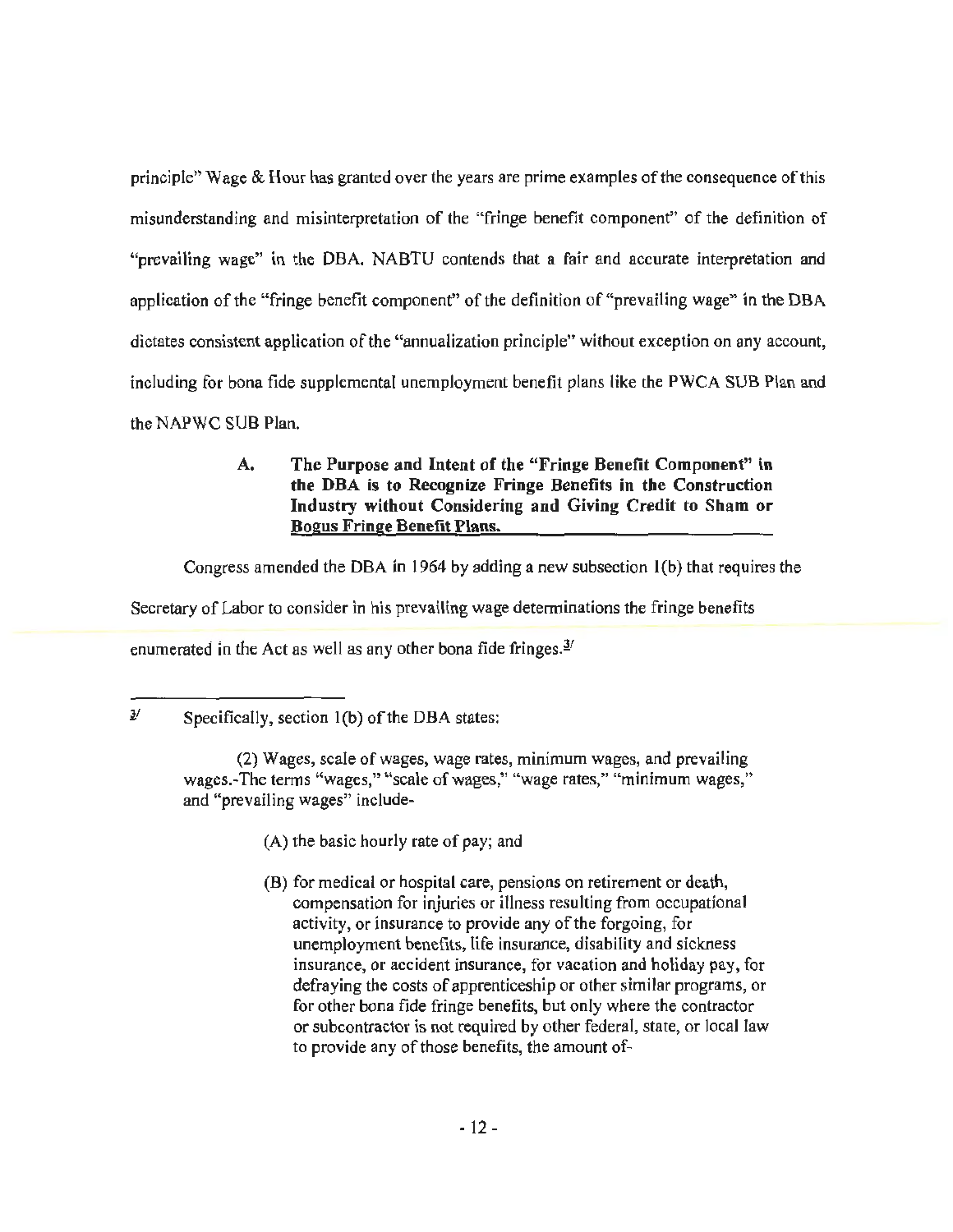principle" Wage & Hour has granted over the years are prime examples of the consequence of this misunderstanding and misinterpretation of the "fringe benefit component" of the definition of "prevailing wage" in the DBA. NABTU contends that a fair and accurate interpretation and application of the "fringe benefit component" of the definition of "prevailing wage" in the DBA dictates consistent application of the "annualization principle" without exception on any account, including for bona fide supplemental unemployment benefit plans like the PWCA SUB Plan and the NAPWC SUB Plan.

### A. The Purpose and Intent of the "Fringe Benefit Component" in the DBA is to Recognize Fringe Benefits in the Construction Industry without Considering and Giving Credit to Sham or Bogus Fringe Benefit Plans.

Congress amended the DBA in 1964 by adding a new subsection 1(b) that requires the Secretary of Labor to consider in his prevailing wage determinations the fringe benefits enumerated in the Act as well as any other bona fide fringes.[3]

---

[3] Specifically, section 1(b) of the DBA states:

> (2) Wages, scale of wages, wage rates, minimum wages, and prevailing wages.-The terms "wages," "scale of wages," "wage rates," "minimum wages," and "prevailing wages" include-
>
> (A) the basic hourly rate of pay; and
>
> (B) for medical or hospital care, pensions on retirement or death, compensation for injuries or illness resulting from occupational activity, or insurance to provide any of the forgoing, for unemployment benefits, life insurance, disability and sickness insurance, or accident insurance, for vacation and holiday pay, for defraying the costs of apprenticeship or other similar programs, or for other bona fide fringe benefits, but only where the contractor or subcontractor is not required by other federal, state, or local law to provide any of those benefits, the amount of-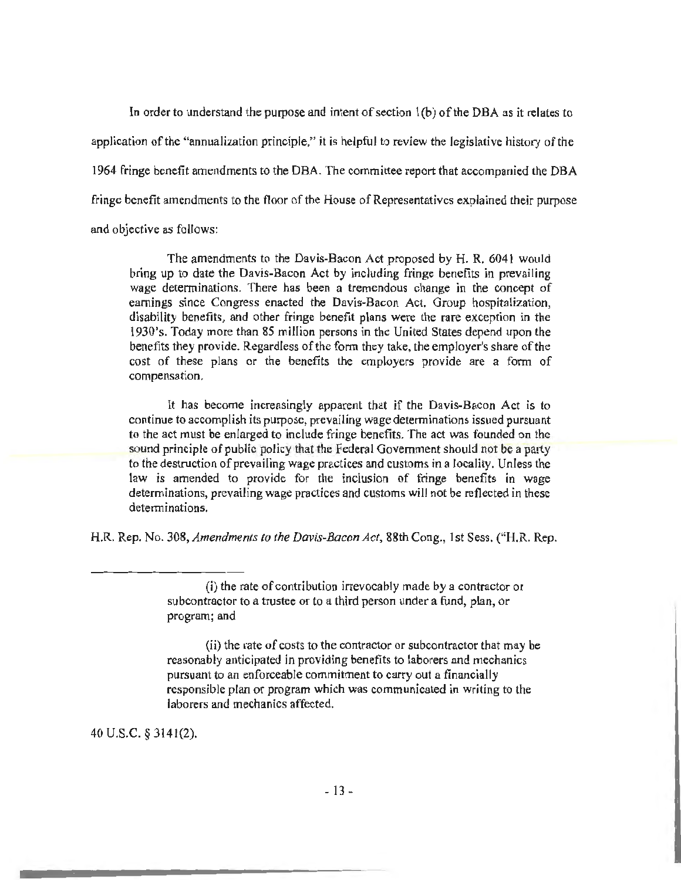In order to understand the purpose and intent of section 1(b) of the DBA as it relates to application of the "annualization principle," it is helpful to review the legislative history of the 1964 fringe benefit amendments to the DBA. The committee report that accompanied the DBA fringe benefit amendments to the floor of the House of Representatives explained their purpose and objective as follows:

> The amendments to the Davis-Bacon Act proposed by H. R. 6041 would bring up to date the Davis-Bacon Act by including fringe benefits in prevailing wage determinations. There has been a tremendous change in the concept of earnings since Congress enacted the Davis-Bacon Act. Group hospitalization, disability benefits, and other fringe benefit plans were the rare exception in the 1930's. Today more than 85 million persons in the United States depend upon the benefits they provide. Regardless of the form they take, the employer's share of the cost of these plans or the benefits the employers provide are a form of compensation.
>
> It has become increasingly apparent that if the Davis-Bacon Act is to continue to accomplish its purpose, prevailing wage determinations issued pursuant to the act must be enlarged to include fringe benefits. The act was founded on the sound principle of public policy that the Federal Government should not be a party to the destruction of prevailing wage practices and customs in a locality. Unless the law is amended to provide for the inclusion of fringe benefits in wage determinations, prevailing wage practices and customs will not be reflected in these determinations.

H.R. Rep. No. 308, *Amendments to the Davis-Bacon Act*, 88th Cong., 1st Sess. ("H.R. Rep.

---

> (i) the rate of contribution irrevocably made by a contractor or subcontractor to a trustee or to a third person under a fund, plan, or program; and
>
> (ii) the rate of costs to the contractor or subcontractor that may be reasonably anticipated in providing benefits to laborers and mechanics pursuant to an enforceable commitment to carry out a financially responsible plan or program which was communicated in writing to the laborers and mechanics affected.

40 U.S.C. § 3141(2).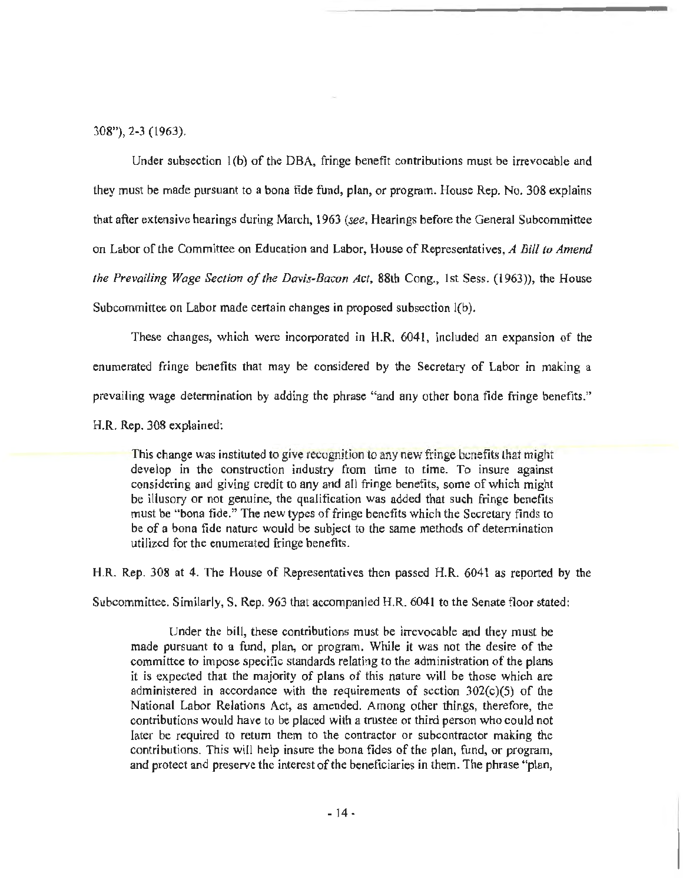308"), 2-3 (1963).

Under subsection 1(b) of the DBA, fringe benefit contributions must be irrevocable and they must be made pursuant to a bona fide fund, plan, or program. House Rep. No. 308 explains that after extensive hearings during March, 1963 (*see*, Hearings before the General Subcommittee on Labor of the Committee on Education and Labor, House of Representatives, *A Bill to Amend the Prevailing Wage Section of the Davis-Bacon Act*, 88th Cong., 1st Sess. (1963)), the House Subcommittee on Labor made certain changes in proposed subsection 1(b).

These changes, which were incorporated in H.R. 6041, included an expansion of the enumerated fringe benefits that may be considered by the Secretary of Labor in making a prevailing wage determination by adding the phrase "and any other bona fide fringe benefits." H.R. Rep. 308 explained:

> This change was instituted to give recognition to any new fringe benefits that might develop in the construction industry from time to time. To insure against considering and giving credit to any and all fringe benefits, some of which might be illusory or not genuine, the qualification was added that such fringe benefits must be "bona fide." The new types of fringe benefits which the Secretary finds to be of a bona fide nature would be subject to the same methods of determination utilized for the enumerated fringe benefits.

H.R. Rep. 308 at 4. The House of Representatives then passed H.R. 6041 as reported by the Subcommittee. Similarly, S. Rep. 963 that accompanied H.R. 6041 to the Senate floor stated:

> Under the bill, these contributions must be irrevocable and they must be made pursuant to a fund, plan, or program. While it was not the desire of the committee to impose specific standards relating to the administration of the plans it is expected that the majority of plans of this nature will be those which are administered in accordance with the requirements of section 302(c)(5) of the National Labor Relations Act, as amended. Among other things, therefore, the contributions would have to be placed with a trustee or third person who could not later be required to return them to the contractor or subcontractor making the contributions. This will help insure the bona fides of the plan, fund, or program, and protect and preserve the interest of the beneficiaries in them. The phrase "plan,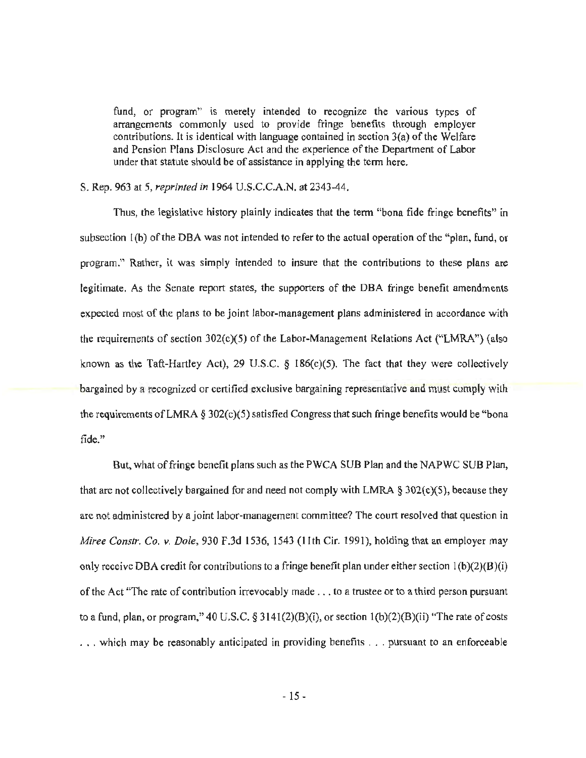fund, or program" is merely intended to recognize the various types of arrangements commonly used to provide fringe benefits through employer contributions. It is identical with language contained in section 3(a) of the Welfare and Pension Plans Disclosure Act and the experience of the Department of Labor under that statute should be of assistance in applying the term here.

S. Rep. 963 at 5, *reprinted in* 1964 U.S.C.C.A.N. at 2343-44.

Thus, the legislative history plainly indicates that the term "bona fide fringe benefits" in subsection 1(b) of the DBA was not intended to refer to the actual operation of the "plan, fund, or program." Rather, it was simply intended to insure that the contributions to these plans are legitimate. As the Senate report states, the supporters of the DBA fringe benefit amendments expected most of the plans to be joint labor-management plans administered in accordance with the requirements of section 302(c)(5) of the Labor-Management Relations Act ("LMRA") (also known as the Taft-Hartley Act), 29 U.S.C. § 186(c)(5). The fact that they were collectively bargained by a recognized or certified exclusive bargaining representative and must comply with the requirements of LMRA § 302(c)(5) satisfied Congress that such fringe benefits would be "bona fide."

But, what of fringe benefit plans such as the PWCA SUB Plan and the NAPWC SUB Plan, that are not collectively bargained for and need not comply with LMRA § 302(c)(5), because they are not administered by a joint labor-management committee? The court resolved that question in *Miree Constr. Co. v. Dole*, 930 F.3d 1536, 1543 (11th Cir. 1991), holding that an employer may only receive DBA credit for contributions to a fringe benefit plan under either section 1(b)(2)(B)(i) of the Act "The rate of contribution irrevocably made . . . to a trustee or to a third person pursuant to a fund, plan, or program," 40 U.S.C. § 3141(2)(B)(i), or section 1(b)(2)(B)(ii) "The rate of costs . . . which may be reasonably anticipated in providing benefits . . . pursuant to an enforceable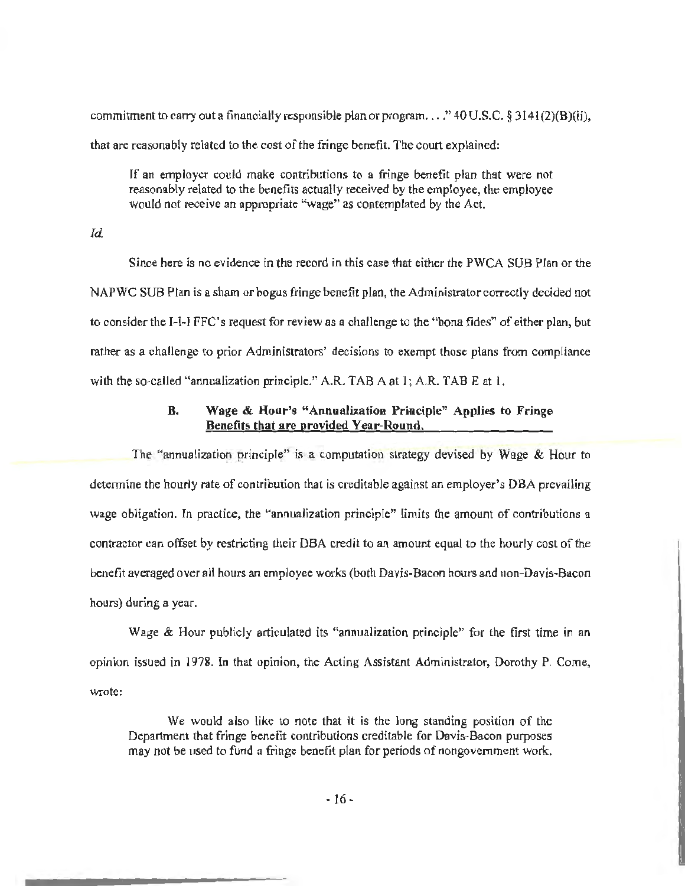commitment to carry out a financially responsible plan or program. . . ." 40 U.S.C. § 3141(2)(B)(ii), that are reasonably related to the cost of the fringe benefit. The court explained:

> If an employer could make contributions to a fringe benefit plan that were not reasonably related to the benefits actually received by the employee, the employee would not receive an appropriate "wage" as contemplated by the Act.

*Id.*

Since here is no evidence in the record in this case that either the PWCA SUB Plan or the NAPWC SUB Plan is a sham or bogus fringe benefit plan, the Administrator correctly decided not to consider the I-I-I FFC's request for review as a challenge to the "bona fides" of either plan, but rather as a challenge to prior Administrators' decisions to exempt those plans from compliance with the so-called "annualization principle." A.R. TAB A at 1; A.R. TAB E at 1.

### B. Wage & Hour's "Annualization Principle" Applies to Fringe Benefits that are provided Year-Round.

The "annualization principle" is a computation strategy devised by Wage & Hour to determine the hourly rate of contribution that is creditable against an employer's DBA prevailing wage obligation. In practice, the "annualization principle" limits the amount of contributions a contractor can offset by restricting their DBA credit to an amount equal to the hourly cost of the benefit averaged over all hours an employee works (both Davis-Bacon hours and non-Davis-Bacon hours) during a year.

Wage & Hour publicly articulated its "annualization principle" for the first time in an opinion issued in 1978. In that opinion, the Acting Assistant Administrator, Dorothy P. Come, wrote:

> We would also like to note that it is the long standing position of the Department that fringe benefit contributions creditable for Davis-Bacon purposes may not be used to fund a fringe benefit plan for periods of nongovernment work.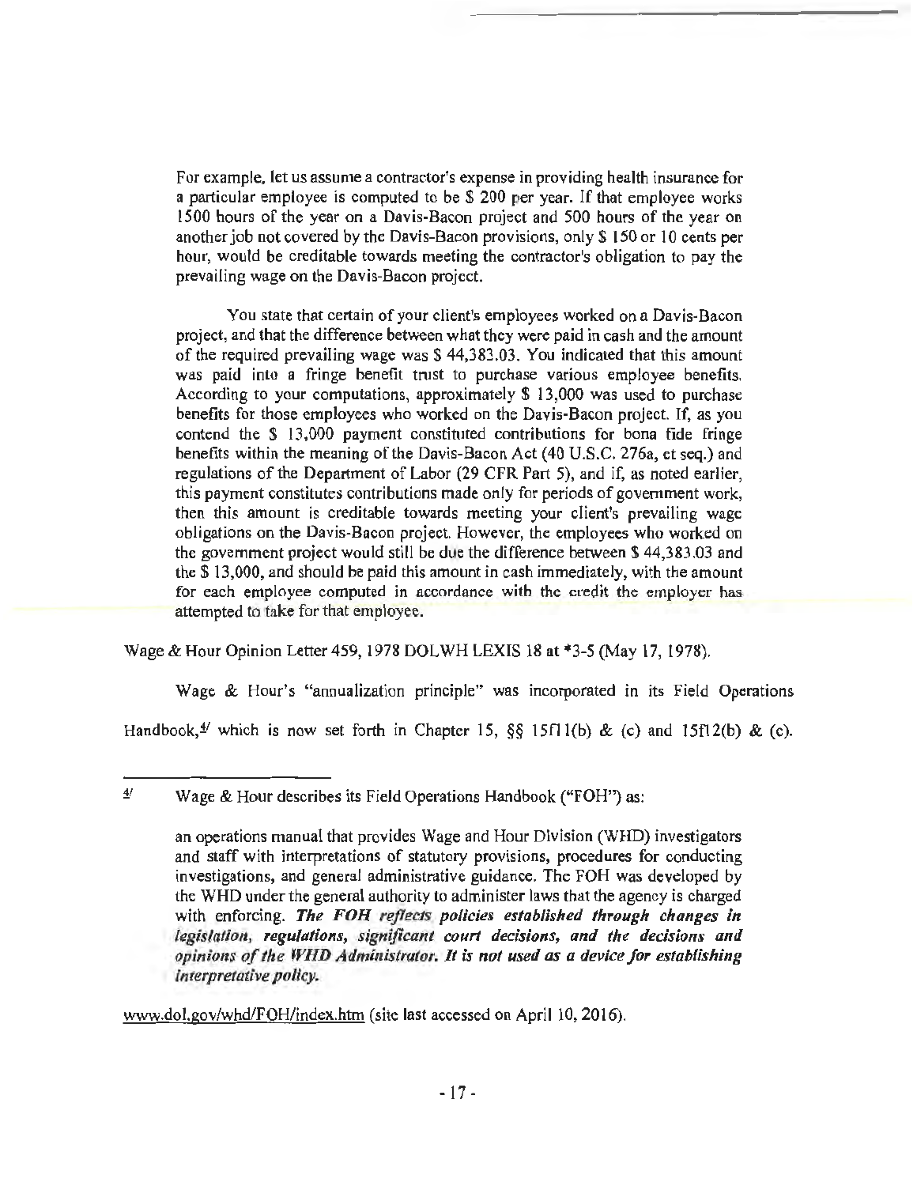> For example, let us assume a contractor's expense in providing health insurance for a particular employee is computed to be $ 200 per year. If that employee works 1500 hours of the year on a Davis-Bacon project and 500 hours of the year on another job not covered by the Davis-Bacon provisions, only $ 150 or 10 cents per hour, would be creditable towards meeting the contractor's obligation to pay the prevailing wage on the Davis-Bacon project.
>
> You state that certain of your client's employees worked on a Davis-Bacon project, and that the difference between what they were paid in cash and the amount of the required prevailing wage was $ 44,383.03. You indicated that this amount was paid into a fringe benefit trust to purchase various employee benefits. According to your computations, approximately $ 13,000 was used to purchase benefits for those employees who worked on the Davis-Bacon project. If, as you contend the $ 13,000 payment constituted contributions for bona fide fringe benefits within the meaning of the Davis-Bacon Act (40 U.S.C. 276a, et seq.) and regulations of the Department of Labor (29 CFR Part 5), and if, as noted earlier, this payment constitutes contributions made only for periods of government work, then this amount is creditable towards meeting your client's prevailing wage obligations on the Davis-Bacon project. However, the employees who worked on the government project would still be due the difference between $ 44,383.03 and the $ 13,000, and should be paid this amount in cash immediately, with the amount for each employee computed in accordance with the credit the employer has attempted to take for that employee.

Wage & Hour Opinion Letter 459, 1978 DOLWH LEXIS 18 at *3-5 (May 17, 1978).

Wage & Hour's "annualization principle" was incorporated in its Field Operations Handbook,[4] which is now set forth in Chapter 15, §§ 15f11(b) & (c) and 15f12(b) & (c).

---

[4] Wage & Hour describes its Field Operations Handbook ("FOH") as:

> an operations manual that provides Wage and Hour Division (WHD) investigators and staff with interpretations of statutory provisions, procedures for conducting investigations, and general administrative guidance. The FOH was developed by the WHD under the general authority to administer laws that the agency is charged with enforcing. ***The FOH reflects policies established through changes in legislation, regulations, significant court decisions, and the decisions and opinions of the WHD Administrator. It is not used as a device for establishing interpretative policy.***

www.dol.gov/whd/FOH/index.htm (site last accessed on April 10, 2016).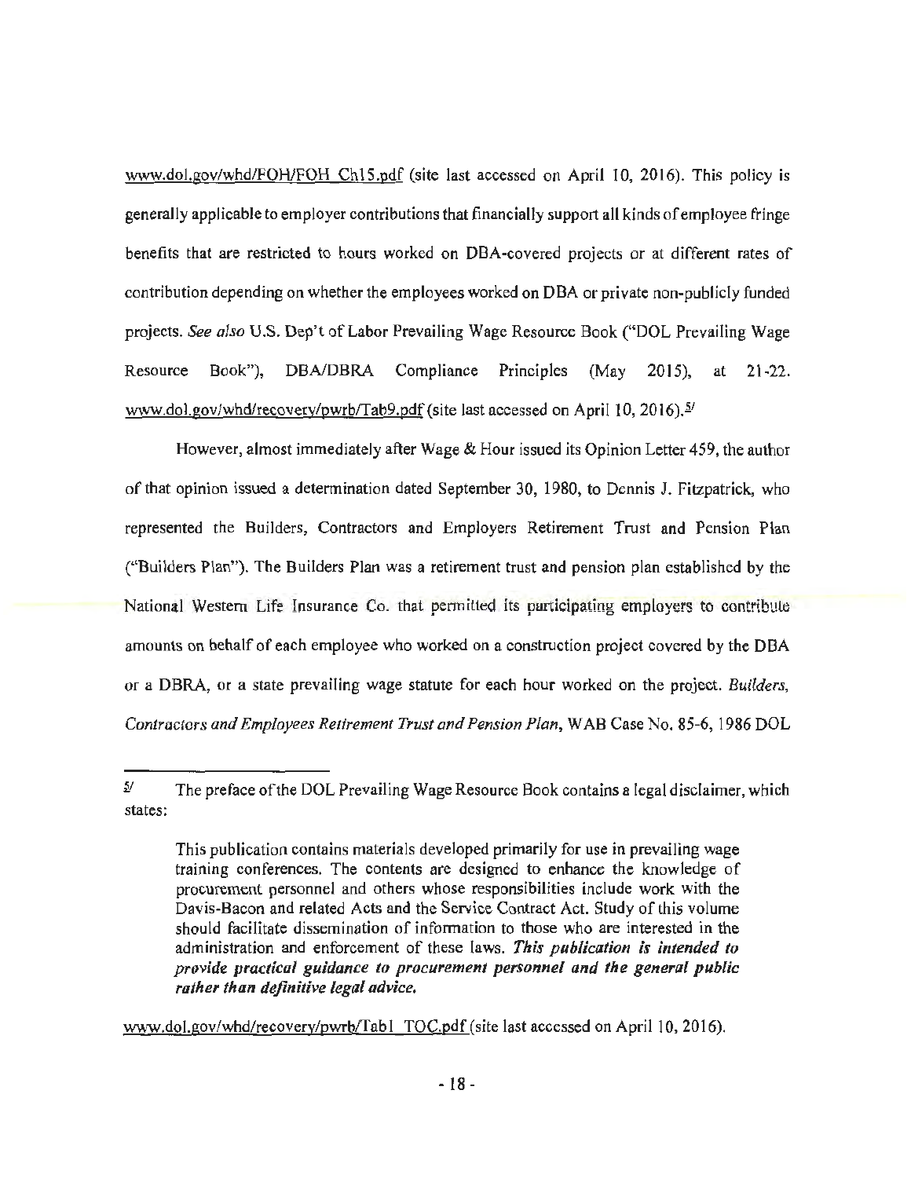www.dol.gov/whd/FOH/FOH_Ch15.pdf (site last accessed on April 10, 2016). This policy is generally applicable to employer contributions that financially support all kinds of employee fringe benefits that are restricted to hours worked on DBA-covered projects or at different rates of contribution depending on whether the employees worked on DBA or private non-publicly funded projects. *See also* U.S. Dep't of Labor Prevailing Wage Resource Book ("DOL Prevailing Wage Resource Book"), DBA/DBRA Compliance Principles (May 2015), at 21-22. www.dol.gov/whd/recovery/pwrb/Tab9.pdf (site last accessed on April 10, 2016).[5]

However, almost immediately after Wage & Hour issued its Opinion Letter 459, the author of that opinion issued a determination dated September 30, 1980, to Dennis J. Fitzpatrick, who represented the Builders, Contractors and Employers Retirement Trust and Pension Plan ("Builders Plan"). The Builders Plan was a retirement trust and pension plan established by the National Western Life Insurance Co. that permitted its participating employers to contribute amounts on behalf of each employee who worked on a construction project covered by the DBA or a DBRA, or a state prevailing wage statute for each hour worked on the project. *Builders, Contractors and Employees Retirement Trust and Pension Plan*, WAB Case No. 85-6, 1986 DOL

---

[5] The preface of the DOL Prevailing Wage Resource Book contains a legal disclaimer, which states:

> This publication contains materials developed primarily for use in prevailing wage training conferences. The contents are designed to enhance the knowledge of procurement personnel and others whose responsibilities include work with the Davis-Bacon and related Acts and the Service Contract Act. Study of this volume should facilitate dissemination of information to those who are interested in the administration and enforcement of these laws. ***This publication is intended to provide practical guidance to procurement personnel and the general public rather than definitive legal advice.***

www.dol.gov/whd/recovery/pwrb/Tab1_TOC.pdf (site last accessed on April 10, 2016).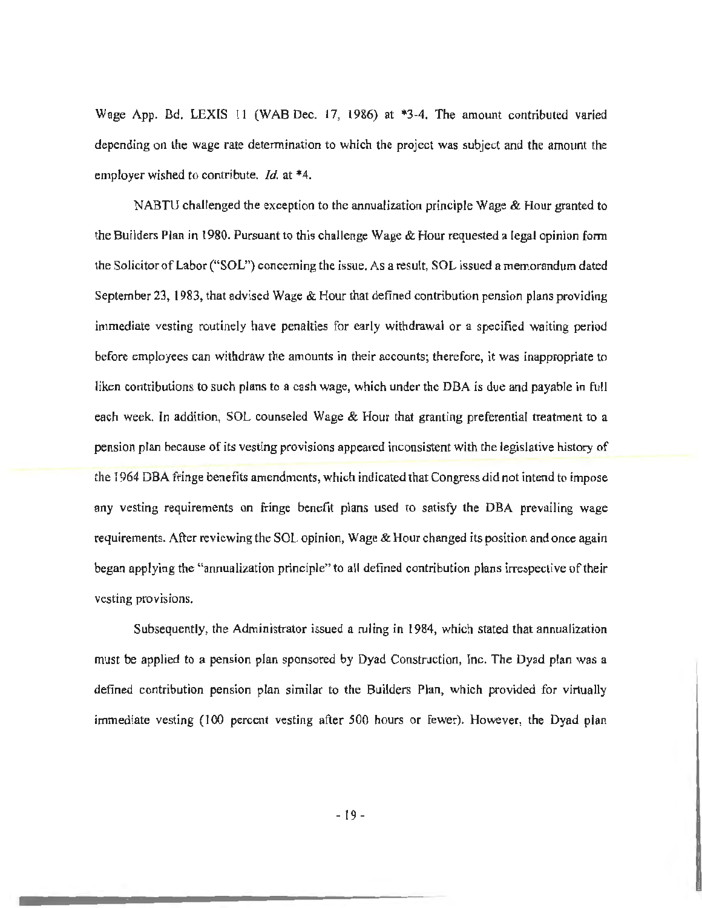Wage App. Bd. LEXIS 11 (WAB Dec. 17, 1986) at *3-4. The amount contributed varied depending on the wage rate determination to which the project was subject and the amount the employer wished to contribute. *Id.* at *4.

NABTU challenged the exception to the annualization principle Wage & Hour granted to the Builders Plan in 1980. Pursuant to this challenge Wage & Hour requested a legal opinion form the Solicitor of Labor ("SOL") concerning the issue. As a result, SOL issued a memorandum dated September 23, 1983, that advised Wage & Hour that defined contribution pension plans providing immediate vesting routinely have penalties for early withdrawal or a specified waiting period before employees can withdraw the amounts in their accounts; therefore, it was inappropriate to liken contributions to such plans to a cash wage, which under the DBA is due and payable in full each week. In addition, SOL counseled Wage & Hour that granting preferential treatment to a pension plan because of its vesting provisions appeared inconsistent with the legislative history of the 1964 DBA fringe benefits amendments, which indicated that Congress did not intend to impose any vesting requirements on fringe benefit plans used to satisfy the DBA prevailing wage requirements. After reviewing the SOL opinion, Wage & Hour changed its position and once again began applying the "annualization principle" to all defined contribution plans irrespective of their vesting provisions.

Subsequently, the Administrator issued a ruling in 1984, which stated that annualization must be applied to a pension plan sponsored by Dyad Construction, Inc. The Dyad plan was a defined contribution pension plan similar to the Builders Plan, which provided for virtually immediate vesting (100 percent vesting after 500 hours or fewer). However, the Dyad plan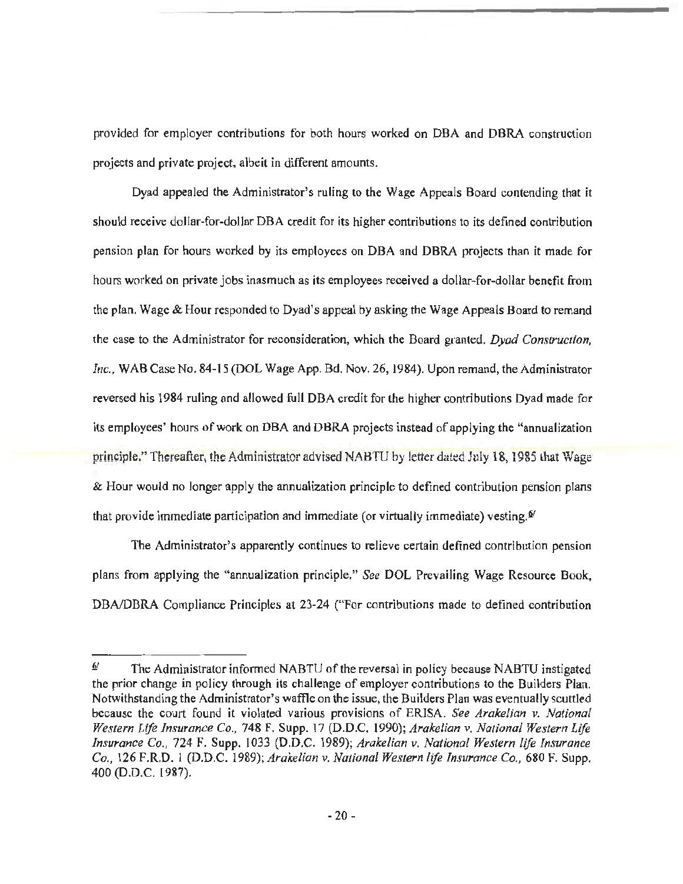provided for employer contributions for both hours worked on DBA and DBRA construction projects and private project, albeit in different amounts.

Dyad appealed the Administrator's ruling to the Wage Appeals Board contending that it should receive dollar-for-dollar DBA credit for its higher contributions to its defined contribution pension plan for hours worked by its employees on DBA and DBRA projects than it made for hours worked on private jobs inasmuch as its employees received a dollar-for-dollar benefit from the plan. Wage & Hour responded to Dyad's appeal by asking the Wage Appeals Board to remand the case to the Administrator for reconsideration, which the Board granted. *Dyad Construction, Inc.*, WAB Case No. 84-15 (DOL Wage App. Bd. Nov. 26, 1984). Upon remand, the Administrator reversed his 1984 ruling and allowed full DBA credit for the higher contributions Dyad made for its employees' hours of work on DBA and DBRA projects instead of applying the "annualization principle." Thereafter, the Administrator advised NABTU by letter dated July 18, 1985 that Wage & Hour would no longer apply the annualization principle to defined contribution pension plans that provide immediate participation and immediate (or virtually immediate) vesting.[6]

The Administrator's apparently continues to relieve certain defined contribution pension plans from applying the "annualization principle." *See* DOL Prevailing Wage Resource Book, DBA/DBRA Compliance Principles at 23-24 ("For contributions made to defined contribution

---

[6] The Administrator informed NABTU of the reversal in policy because NABTU instigated the prior change in policy through its challenge of employer contributions to the Builders Plan. Notwithstanding the Administrator's waffle on the issue, the Builders Plan was eventually scuttled because the court found it violated various provisions of ERISA. *See Arakelian v. National Western Life Insurance Co.*, 748 F. Supp. 17 (D.D.C. 1990); *Arakelian v. National Western Life Insurance Co.*, 724 F. Supp. 1033 (D.D.C. 1989); *Arakelian v. National Western life Insurance Co.*, 126 F.R.D. 1 (D.D.C. 1989); *Arakelian v. National Western life Insurance Co.*, 680 F. Supp. 400 (D.D.C. 1987).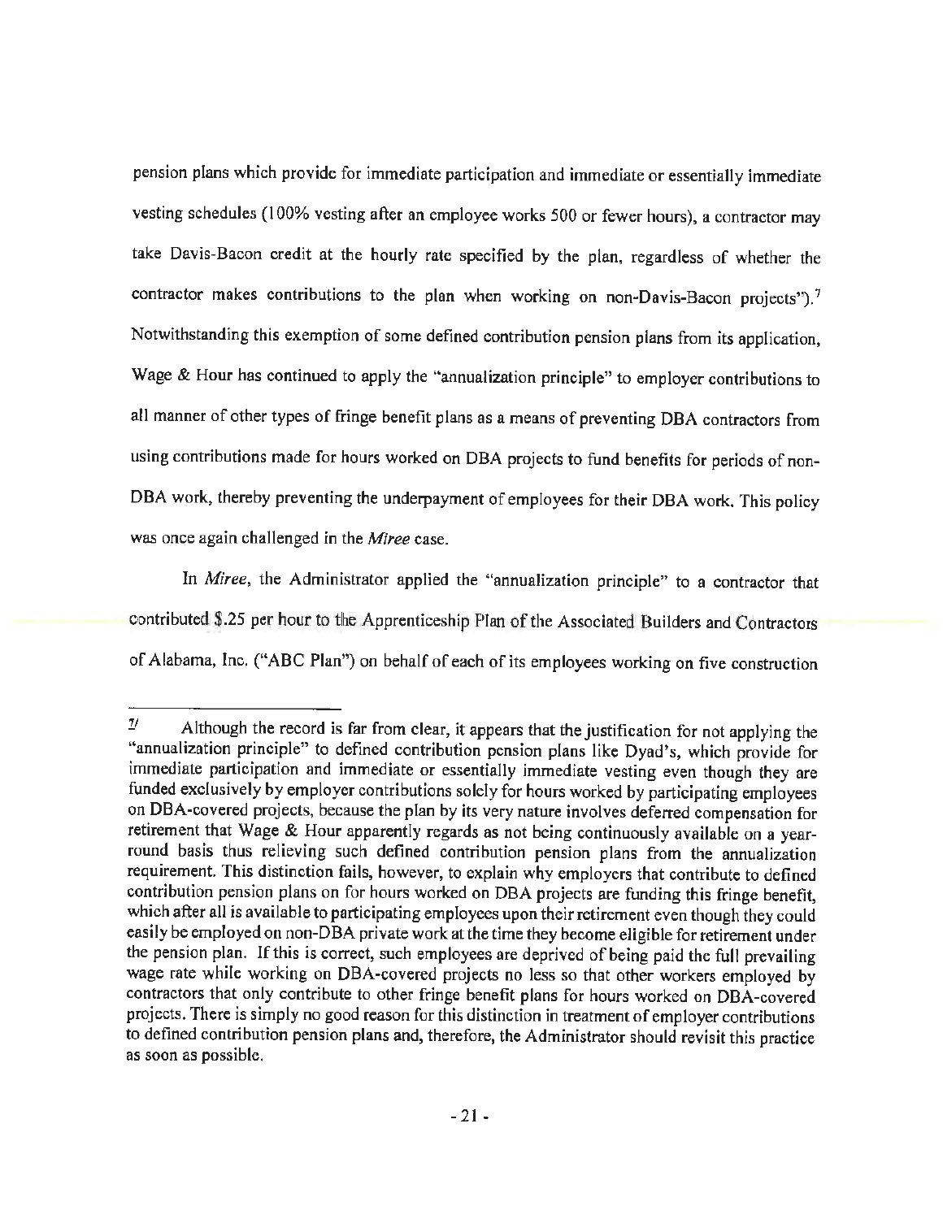pension plans which provide for immediate participation and immediate or essentially immediate vesting schedules (100% vesting after an employee works 500 or fewer hours), a contractor may take Davis-Bacon credit at the hourly rate specified by the plan, regardless of whether the contractor makes contributions to the plan when working on non-Davis-Bacon projects").[7] Notwithstanding this exemption of some defined contribution pension plans from its application, Wage & Hour has continued to apply the "annualization principle" to employer contributions to all manner of other types of fringe benefit plans as a means of preventing DBA contractors from using contributions made for hours worked on DBA projects to fund benefits for periods of non-DBA work, thereby preventing the underpayment of employees for their DBA work. This policy was once again challenged in the *Miree* case.

In *Miree*, the Administrator applied the "annualization principle" to a contractor that contributed $.25 per hour to the Apprenticeship Plan of the Associated Builders and Contractors of Alabama, Inc. ("ABC Plan") on behalf of each of its employees working on five construction

---

[7] Although the record is far from clear, it appears that the justification for not applying the "annualization principle" to defined contribution pension plans like Dyad's, which provide for immediate participation and immediate or essentially immediate vesting even though they are funded exclusively by employer contributions solely for hours worked by participating employees on DBA-covered projects, because the plan by its very nature involves deferred compensation for retirement that Wage & Hour apparently regards as not being continuously available on a year-round basis thus relieving such defined contribution pension plans from the annualization requirement. This distinction fails, however, to explain why employers that contribute to defined contribution pension plans on for hours worked on DBA projects are funding this fringe benefit, which after all is available to participating employees upon their retirement even though they could easily be employed on non-DBA private work at the time they become eligible for retirement under the pension plan. If this is correct, such employees are deprived of being paid the full prevailing wage rate while working on DBA-covered projects no less so that other workers employed by contractors that only contribute to other fringe benefit plans for hours worked on DBA-covered projects. There is simply no good reason for this distinction in treatment of employer contributions to defined contribution pension plans and, therefore, the Administrator should revisit this practice as soon as possible.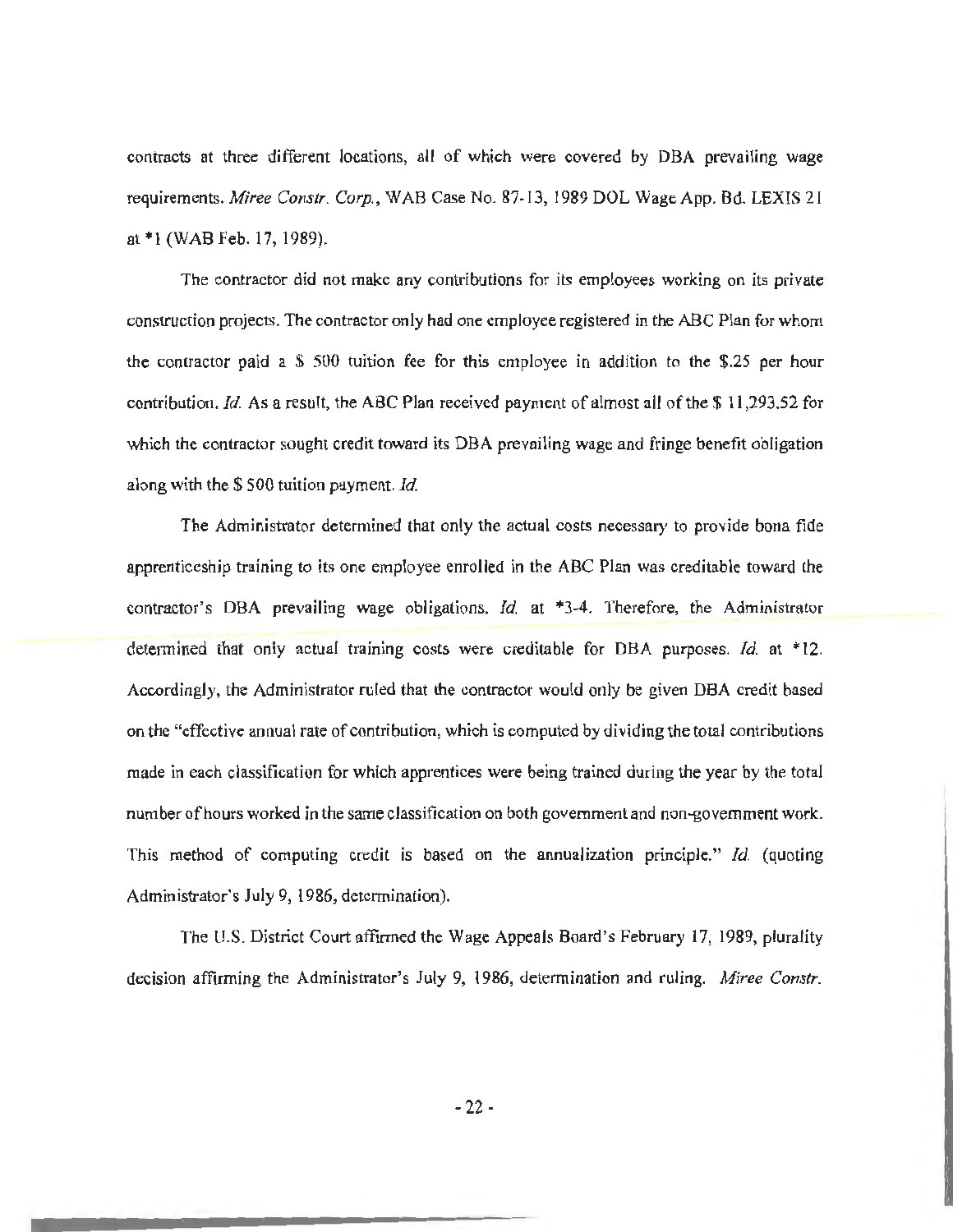contracts at three different locations, all of which were covered by DBA prevailing wage requirements. *Miree Constr. Corp.*, WAB Case No. 87-13, 1989 DOL Wage App. Bd. LEXIS 21 at *1 (WAB Feb. 17, 1989).

The contractor did not make any contributions for its employees working on its private construction projects. The contractor only had one employee registered in the ABC Plan for whom the contractor paid a $ 500 tuition fee for this employee in addition to the $.25 per hour contribution. *Id.* As a result, the ABC Plan received payment of almost all of the $ 11,293.52 for which the contractor sought credit toward its DBA prevailing wage and fringe benefit obligation along with the $ 500 tuition payment. *Id.*

The Administrator determined that only the actual costs necessary to provide bona fide apprenticeship training to its one employee enrolled in the ABC Plan was creditable toward the contractor's DBA prevailing wage obligations. *Id.* at *3-4. Therefore, the Administrator determined that only actual training costs were creditable for DBA purposes. *Id.* at *12. Accordingly, the Administrator ruled that the contractor would only be given DBA credit based on the "effective annual rate of contribution, which is computed by dividing the total contributions made in each classification for which apprentices were being trained during the year by the total number of hours worked in the same classification on both government and non-government work. This method of computing credit is based on the annualization principle." *Id.* (quoting Administrator's July 9, 1986, determination).

The U.S. District Court affirmed the Wage Appeals Board's February 17, 1989, plurality decision affirming the Administrator's July 9, 1986, determination and ruling. *Miree Constr.*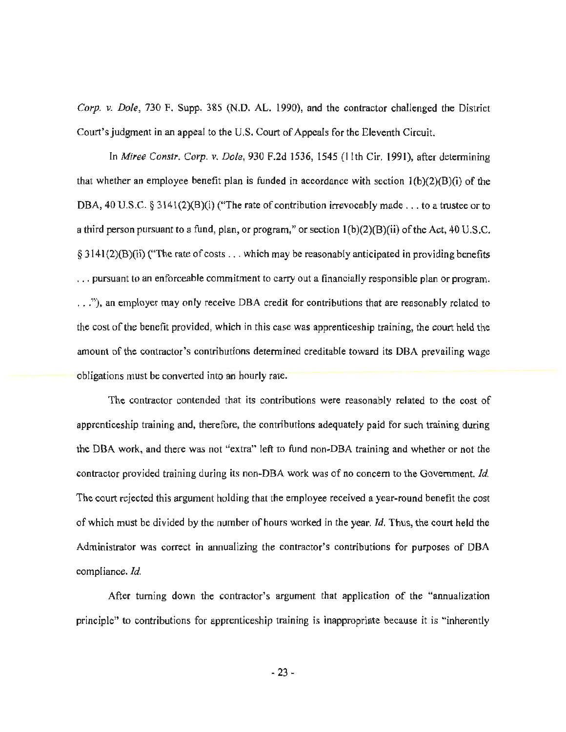*Corp. v. Dole*, 730 F. Supp. 385 (N.D. AL. 1990), and the contractor challenged the District Court's judgment in an appeal to the U.S. Court of Appeals for the Eleventh Circuit.

In *Miree Constr. Corp. v. Dole*, 930 F.2d 1536, 1545 (11th Cir. 1991), after determining that whether an employee benefit plan is funded in accordance with section 1(b)(2)(B)(i) of the DBA, 40 U.S.C. § 3141(2)(B)(i) ("The rate of contribution irrevocably made . . . to a trustee or to a third person pursuant to a fund, plan, or program," or section 1(b)(2)(B)(ii) of the Act, 40 U.S.C. § 3141(2)(B)(ii) ("The rate of costs . . . which may be reasonably anticipated in providing benefits . . . pursuant to an enforceable commitment to carry out a financially responsible plan or program. . . ."), an employer may only receive DBA credit for contributions that are reasonably related to the cost of the benefit provided, which in this case was apprenticeship training, the court held the amount of the contractor's contributions determined creditable toward its DBA prevailing wage obligations must be converted into an hourly rate.

The contractor contended that its contributions were reasonably related to the cost of apprenticeship training and, therefore, the contributions adequately paid for such training during the DBA work, and there was not "extra" left to fund non-DBA training and whether or not the contractor provided training during its non-DBA work was of no concern to the Government. *Id.* The court rejected this argument holding that the employee received a year-round benefit the cost of which must be divided by the number of hours worked in the year. *Id.* Thus, the court held the Administrator was correct in annualizing the contractor's contributions for purposes of DBA compliance. *Id.*

After turning down the contractor's argument that application of the "annualization principle" to contributions for apprenticeship training is inappropriate because it is "inherently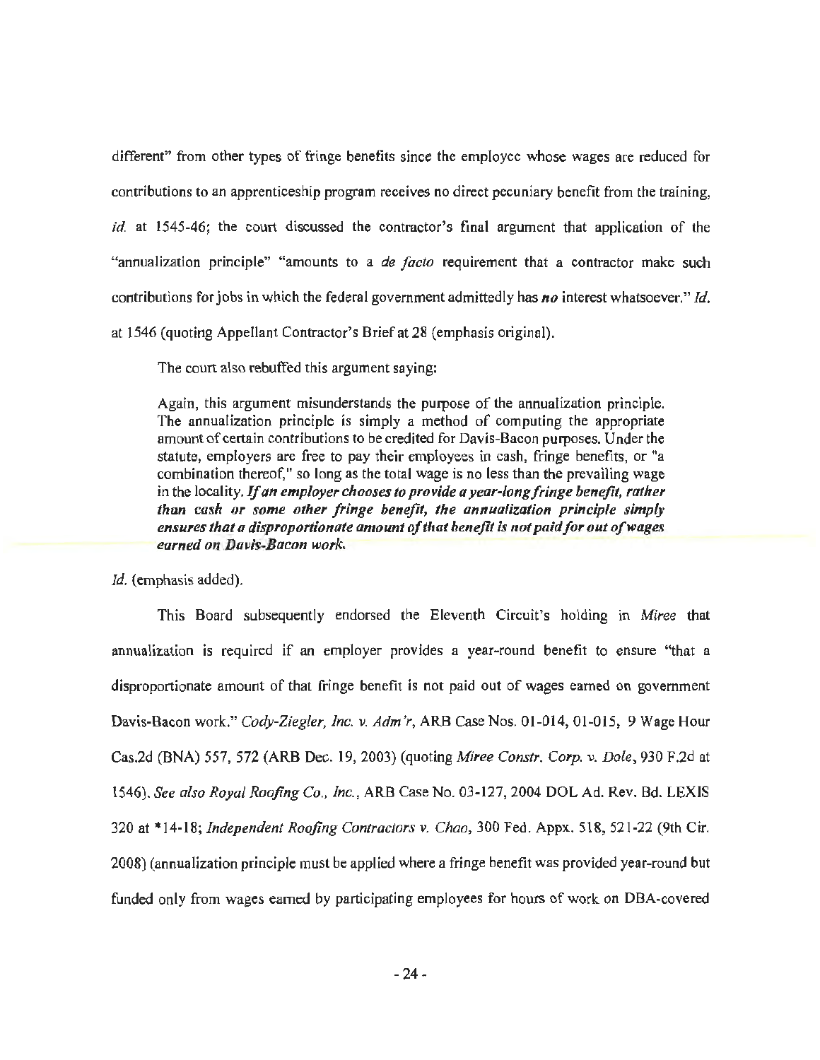different" from other types of fringe benefits since the employee whose wages are reduced for contributions to an apprenticeship program receives no direct pecuniary benefit from the training, *id.* at 1545-46; the court discussed the contractor's final argument that application of the "annualization principle" "amounts to a *de facto* requirement that a contractor make such contributions for jobs in which the federal government admittedly has ***no*** interest whatsoever." *Id.* at 1546 (quoting Appellant Contractor's Brief at 28 (emphasis original).

The court also rebuffed this argument saying:

> Again, this argument misunderstands the purpose of the annualization principle. The annualization principle is simply a method of computing the appropriate amount of certain contributions to be credited for Davis-Bacon purposes. Under the statute, employers are free to pay their employees in cash, fringe benefits, or "a combination thereof," so long as the total wage is no less than the prevailing wage in the locality. ***If an employer chooses to provide a year-long fringe benefit, rather than cash or some other fringe benefit, the annualization principle simply ensures that a disproportionate amount of that benefit is not paid for out of wages earned on Davis-Bacon work.***

*Id.* (emphasis added).

This Board subsequently endorsed the Eleventh Circuit's holding in *Miree* that annualization is required if an employer provides a year-round benefit to ensure "that a disproportionate amount of that fringe benefit is not paid out of wages earned on government Davis-Bacon work." *Cody-Ziegler, Inc. v. Adm'r*, ARB Case Nos. 01-014, 01-015, 9 Wage Hour Cas.2d (BNA) 557, 572 (ARB Dec. 19, 2003) (quoting *Miree Constr. Corp. v. Dole*, 930 F.2d at 1546). *See also Royal Roofing Co., Inc.*, ARB Case No. 03-127, 2004 DOL Ad. Rev. Bd. LEXIS 320 at *14-18; *Independent Roofing Contractors v. Chao*, 300 Fed. Appx. 518, 521-22 (9th Cir. 2008) (annualization principle must be applied where a fringe benefit was provided year-round but funded only from wages earned by participating employees for hours of work on DBA-covered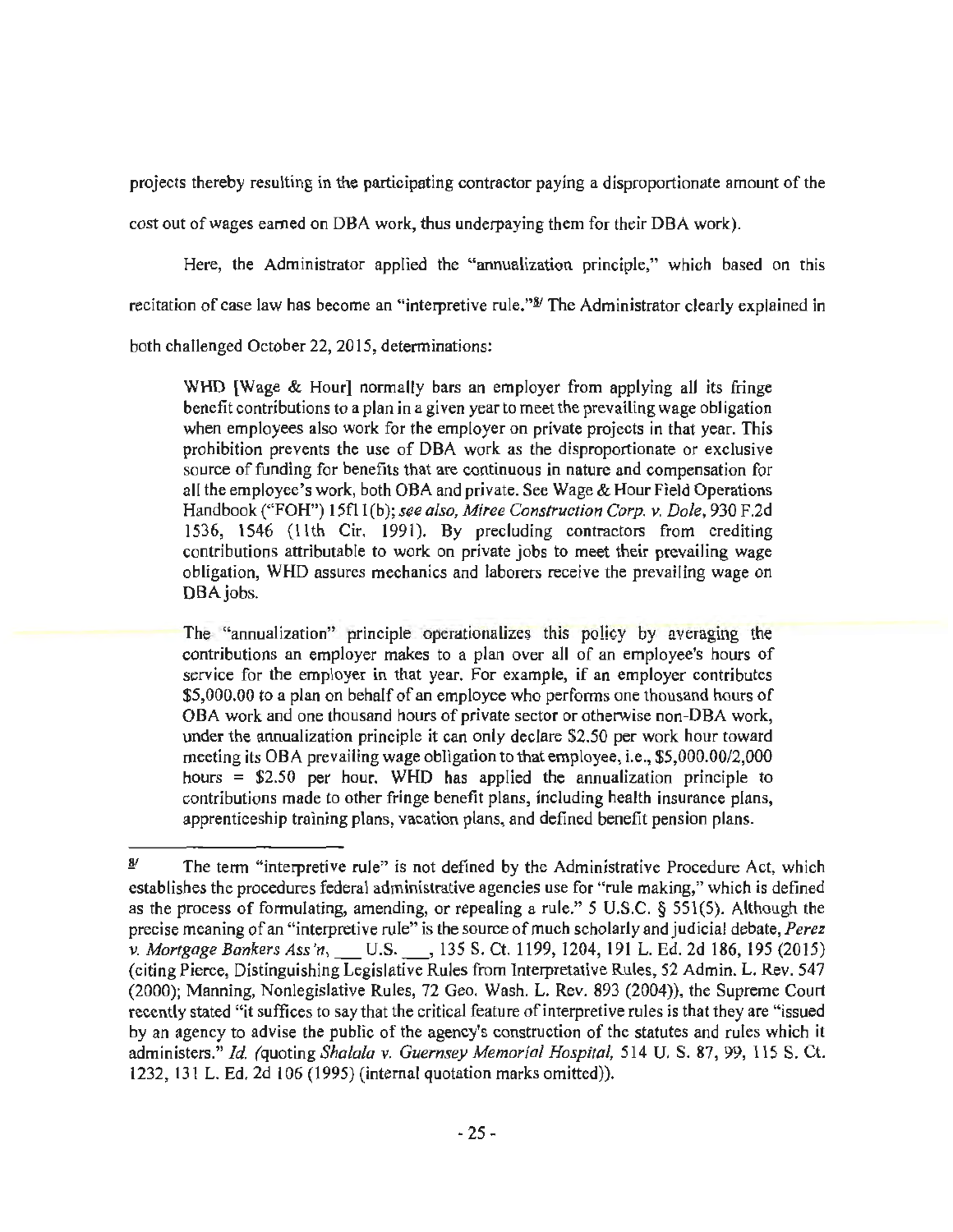projects thereby resulting in the participating contractor paying a disproportionate amount of the cost out of wages earned on DBA work, thus underpaying them for their DBA work).

Here, the Administrator applied the "annualization principle," which based on this recitation of case law has become an "interpretive rule."[8] The Administrator clearly explained in both challenged October 22, 2015, determinations:

> WHD [Wage & Hour] normally bars an employer from applying all its fringe benefit contributions to a plan in a given year to meet the prevailing wage obligation when employees also work for the employer on private projects in that year. This prohibition prevents the use of DBA work as the disproportionate or exclusive source of funding for benefits that are continuous in nature and compensation for all the employee's work, both DBA and private. See Wage & Hour Field Operations Handbook ("FOH") 15f11(b); *see also, Miree Construction Corp. v. Dole*, 930 F.2d 1536, 1546 (11th Cir. 1991). By precluding contractors from crediting contributions attributable to work on private jobs to meet their prevailing wage obligation, WHD assures mechanics and laborers receive the prevailing wage on DBA jobs.
>
> The "annualization" principle operationalizes this policy by averaging the contributions an employer makes to a plan over all of an employee's hours of service for the employer in that year. For example, if an employer contributes $5,000.00 to a plan on behalf of an employee who performs one thousand hours of DBA work and one thousand hours of private sector or otherwise non-DBA work, under the annualization principle it can only declare $2.50 per work hour toward meeting its DBA prevailing wage obligation to that employee, i.e., $5,000.00/2,000 hours = $2.50 per hour. WHD has applied the annualization principle to contributions made to other fringe benefit plans, including health insurance plans, apprenticeship training plans, vacation plans, and defined benefit pension plans.

---

[8] The term "interpretive rule" is not defined by the Administrative Procedure Act, which establishes the procedures federal administrative agencies use for "rule making," which is defined as the process of formulating, amending, or repealing a rule." 5 U.S.C. § 551(5). Although the precise meaning of an "interpretive rule" is the source of much scholarly and judicial debate, *Perez v. Mortgage Bankers Ass'n*, ___ U.S. ___, 135 S. Ct. 1199, 1204, 191 L. Ed. 2d 186, 195 (2015) (citing Pierce, Distinguishing Legislative Rules from Interpretative Rules, 52 Admin. L. Rev. 547 (2000); Manning, Nonlegislative Rules, 72 Geo. Wash. L. Rev. 893 (2004)), the Supreme Court recently stated "it suffices to say that the critical feature of interpretive rules is that they are "issued by an agency to advise the public of the agency's construction of the statutes and rules which it administers." *Id. (*quoting *Shalala v. Guernsey Memorial Hospital,* 514 U. S. 87, 99, 115 S. Ct. 1232, 131 L. Ed. 2d 106 (1995) (internal quotation marks omitted)).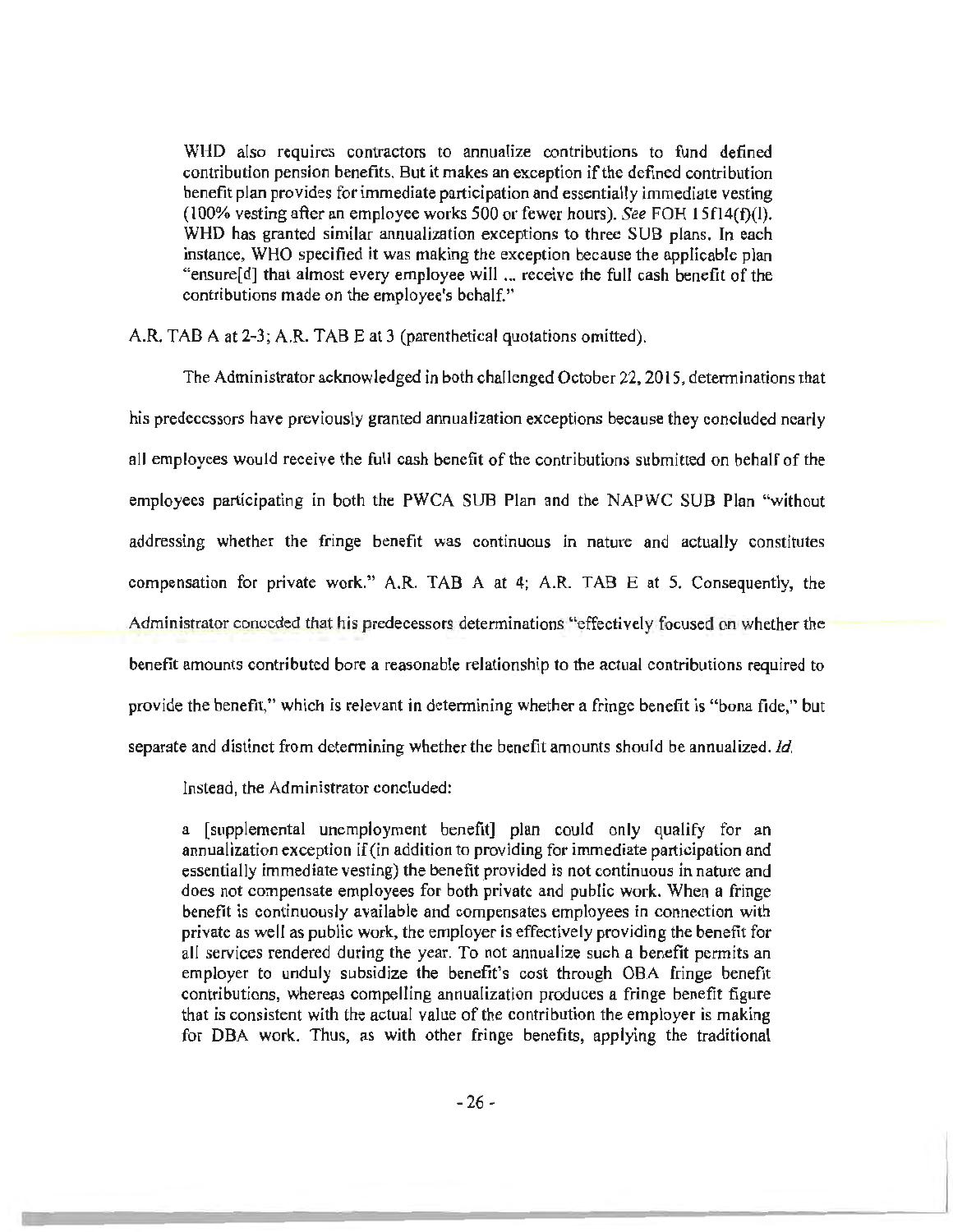> WHD also requires contractors to annualize contributions to fund defined contribution pension benefits. But it makes an exception if the defined contribution benefit plan provides for immediate participation and essentially immediate vesting (100% vesting after an employee works 500 or fewer hours). *See* FOH 15f14(f)(1). WHD has granted similar annualization exceptions to three SUB plans. In each instance, WHO specified it was making the exception because the applicable plan "ensure[d] that almost every employee will ... receive the full cash benefit of the contributions made on the employee's behalf."

A.R. TAB A at 2-3; A.R. TAB E at 3 (parenthetical quotations omitted).

The Administrator acknowledged in both challenged October 22, 2015, determinations that his predecessors have previously granted annualization exceptions because they concluded nearly all employees would receive the full cash benefit of the contributions submitted on behalf of the employees participating in both the PWCA SUB Plan and the NAPWC SUB Plan "without addressing whether the fringe benefit was continuous in nature and actually constitutes compensation for private work." A.R. TAB A at 4; A.R. TAB E at 5. Consequently, the Administrator conceded that his predecessors determinations "effectively focused on whether the benefit amounts contributed bore a reasonable relationship to the actual contributions required to provide the benefit," which is relevant in determining whether a fringe benefit is "bona fide," but separate and distinct from determining whether the benefit amounts should be annualized. *Id.*

Instead, the Administrator concluded:

> a [supplemental unemployment benefit] plan could only qualify for an annualization exception if (in addition to providing for immediate participation and essentially immediate vesting) the benefit provided is not continuous in nature and does not compensate employees for both private and public work. When a fringe benefit is continuously available and compensates employees in connection with private as well as public work, the employer is effectively providing the benefit for all services rendered during the year. To not annualize such a benefit permits an employer to unduly subsidize the benefit's cost through DBA fringe benefit contributions, whereas compelling annualization produces a fringe benefit figure that is consistent with the actual value of the contribution the employer is making for DBA work. Thus, as with other fringe benefits, applying the traditional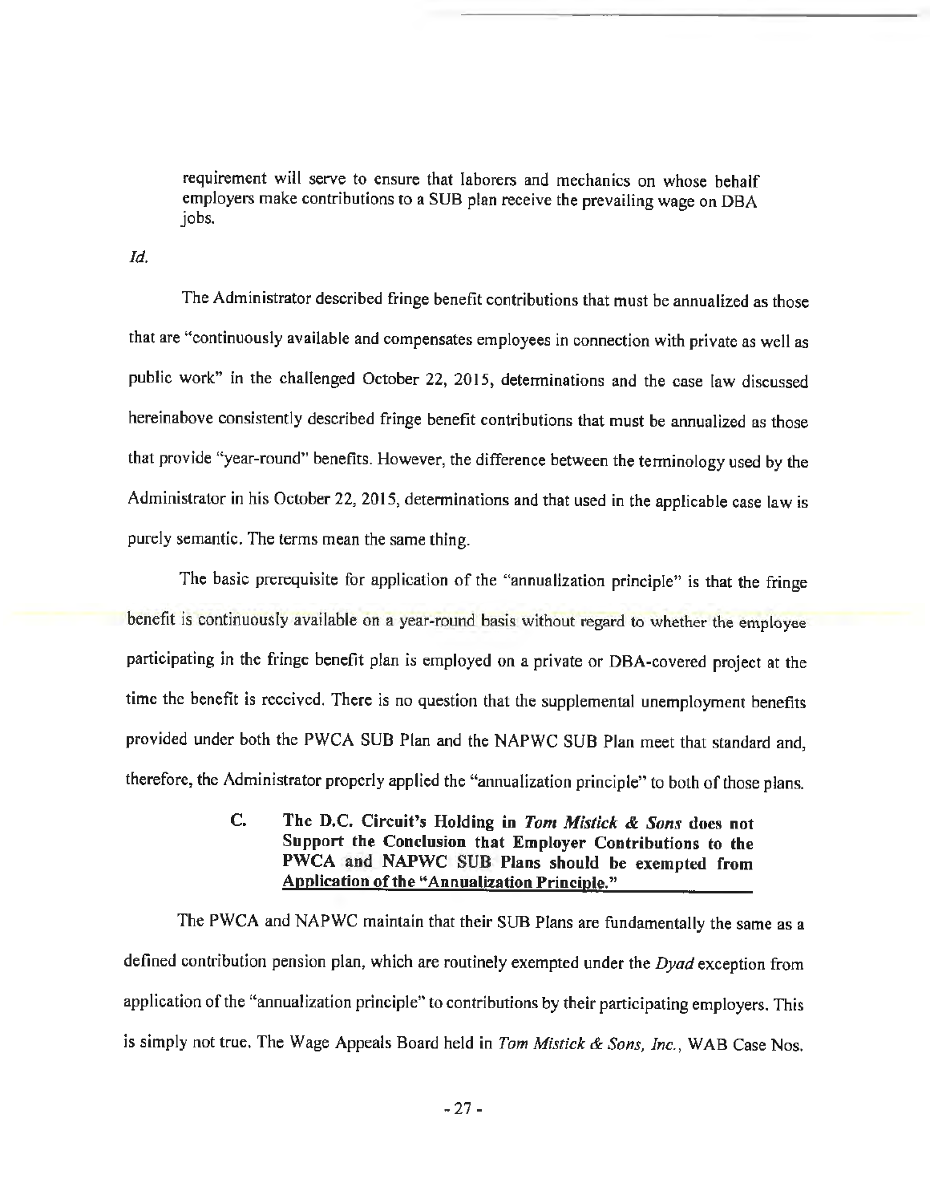> requirement will serve to ensure that laborers and mechanics on whose behalf employers make contributions to a SUB plan receive the prevailing wage on DBA jobs.

*Id.*

The Administrator described fringe benefit contributions that must be annualized as those that are "continuously available and compensates employees in connection with private as well as public work" in the challenged October 22, 2015, determinations and the case law discussed hereinabove consistently described fringe benefit contributions that must be annualized as those that provide "year-round" benefits. However, the difference between the terminology used by the Administrator in his October 22, 2015, determinations and that used in the applicable case law is purely semantic. The terms mean the same thing.

The basic prerequisite for application of the "annualization principle" is that the fringe benefit is continuously available on a year-round basis without regard to whether the employee participating in the fringe benefit plan is employed on a private or DBA-covered project at the time the benefit is received. There is no question that the supplemental unemployment benefits provided under both the PWCA SUB Plan and the NAPWC SUB Plan meet that standard and, therefore, the Administrator properly applied the "annualization principle" to both of those plans.

### C. The D.C. Circuit's Holding in *Tom Mistick & Sons* does not Support the Conclusion that Employer Contributions to the PWCA and NAPWC SUB Plans should be exempted from Application of the "Annualization Principle."

The PWCA and NAPWC maintain that their SUB Plans are fundamentally the same as a defined contribution pension plan, which are routinely exempted under the *Dyad* exception from application of the "annualization principle" to contributions by their participating employers. This is simply not true. The Wage Appeals Board held in *Tom Mistick & Sons, Inc.*, WAB Case Nos.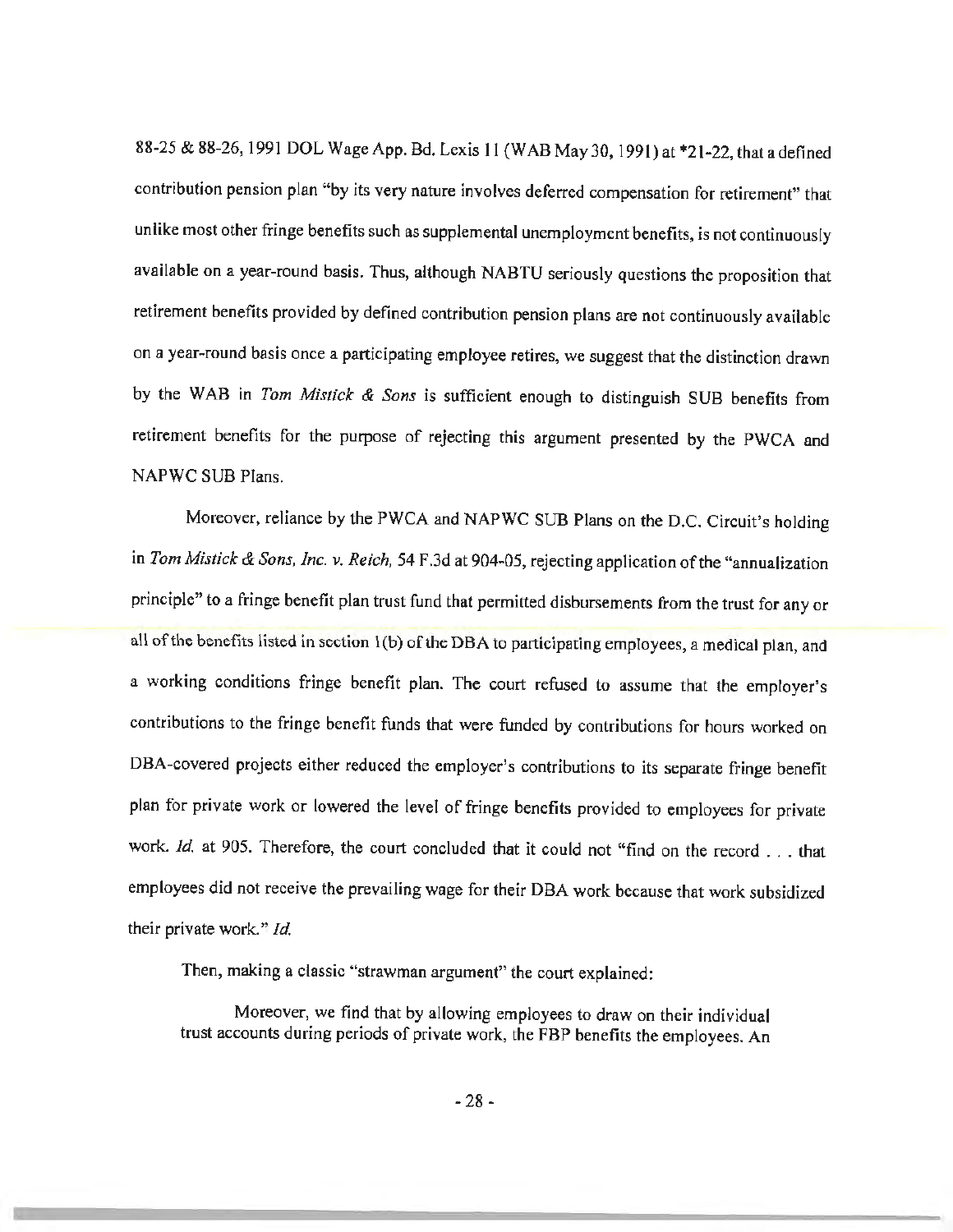88-25 & 88-26, 1991 DOL Wage App. Bd. Lexis 11 (WAB May 30, 1991) at *21-22, that a defined contribution pension plan "by its very nature involves deferred compensation for retirement" that unlike most other fringe benefits such as supplemental unemployment benefits, is not continuously available on a year-round basis. Thus, although NABTU seriously questions the proposition that retirement benefits provided by defined contribution pension plans are not continuously available on a year-round basis once a participating employee retires, we suggest that the distinction drawn by the WAB in *Tom Mistick & Sons* is sufficient enough to distinguish SUB benefits from retirement benefits for the purpose of rejecting this argument presented by the PWCA and NAPWC SUB Plans.

Moreover, reliance by the PWCA and NAPWC SUB Plans on the D.C. Circuit's holding in *Tom Mistick & Sons, Inc. v. Reich*, 54 F.3d at 904-05, rejecting application of the "annualization principle" to a fringe benefit plan trust fund that permitted disbursements from the trust for any or all of the benefits listed in section 1(b) of the DBA to participating employees, a medical plan, and a working conditions fringe benefit plan. The court refused to assume that the employer's contributions to the fringe benefit funds that were funded by contributions for hours worked on DBA-covered projects either reduced the employer's contributions to its separate fringe benefit plan for private work or lowered the level of fringe benefits provided to employees for private work. *Id.* at 905. Therefore, the court concluded that it could not "find on the record . . . that employees did not receive the prevailing wage for their DBA work because that work subsidized their private work." *Id.*

Then, making a classic "strawman argument" the court explained:

> Moreover, we find that by allowing employees to draw on their individual trust accounts during periods of private work, the FBP benefits the employees. An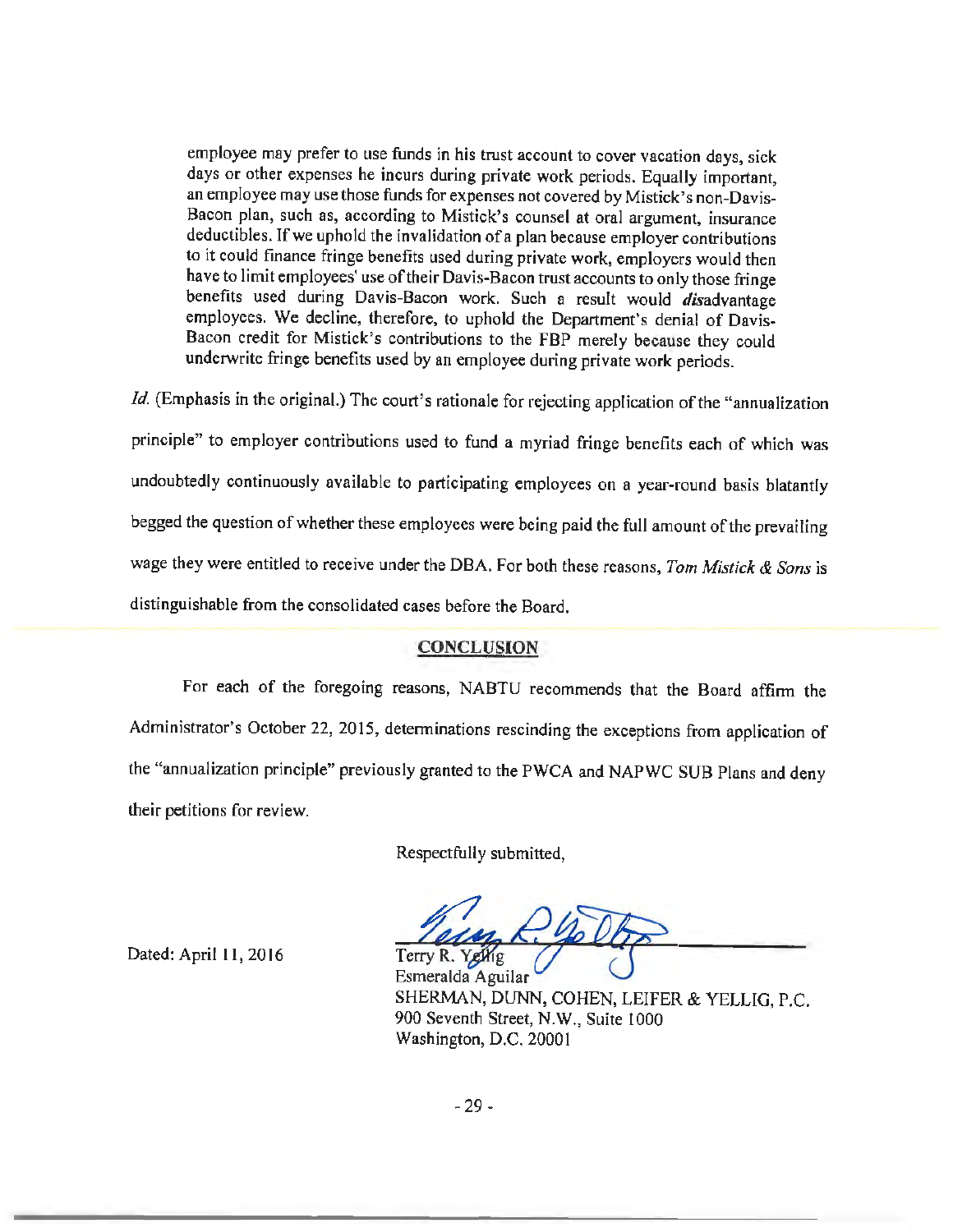> employee may prefer to use funds in his trust account to cover vacation days, sick days or other expenses he incurs during private work periods. Equally important, an employee may use those funds for expenses not covered by Mistick's non-Davis-Bacon plan, such as, according to Mistick's counsel at oral argument, insurance deductibles. If we uphold the invalidation of a plan because employer contributions to it could finance fringe benefits used during private work, employers would then have to limit employees' use of their Davis-Bacon trust accounts to only those fringe benefits used during Davis-Bacon work. Such a result would *dis*advantage employees. We decline, therefore, to uphold the Department's denial of Davis-Bacon credit for Mistick's contributions to the FBP merely because they could underwrite fringe benefits used by an employee during private work periods.

*Id.* (Emphasis in the original.) The court's rationale for rejecting application of the "annualization principle" to employer contributions used to fund a myriad fringe benefits each of which was undoubtedly continuously available to participating employees on a year-round basis blatantly begged the question of whether these employees were being paid the full amount of the prevailing wage they were entitled to receive under the DBA. For both these reasons, *Tom Mistick & Sons* is distinguishable from the consolidated cases before the Board.

## CONCLUSION

For each of the foregoing reasons, NABTU recommends that the Board affirm the Administrator's October 22, 2015, determinations rescinding the exceptions from application of the "annualization principle" previously granted to the PWCA and NAPWC SUB Plans and deny their petitions for review.

Respectfully submitted,

Dated: April 11, 2016

Terry R. Yellig
Esmeralda Aguilar
SHERMAN, DUNN, COHEN, LEIFER & YELLIG, P.C.
900 Seventh Street, N.W., Suite 1000
Washington, D.C. 20001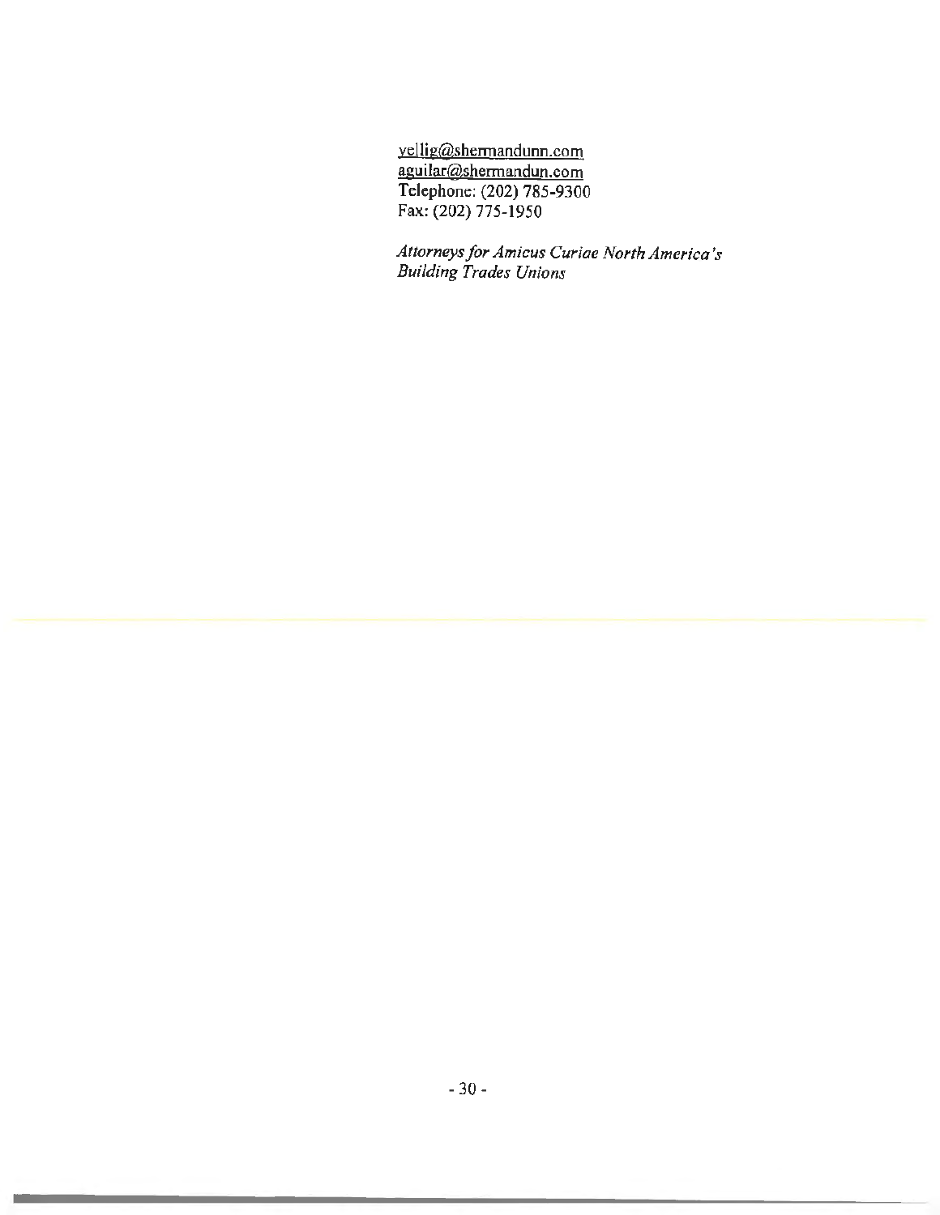yellig@shermandunn.com
aguilar@shermandun.com
Telephone: (202) 785-9300
Fax: (202) 775-1950

*Attorneys for Amicus Curiae North America's Building Trades Unions*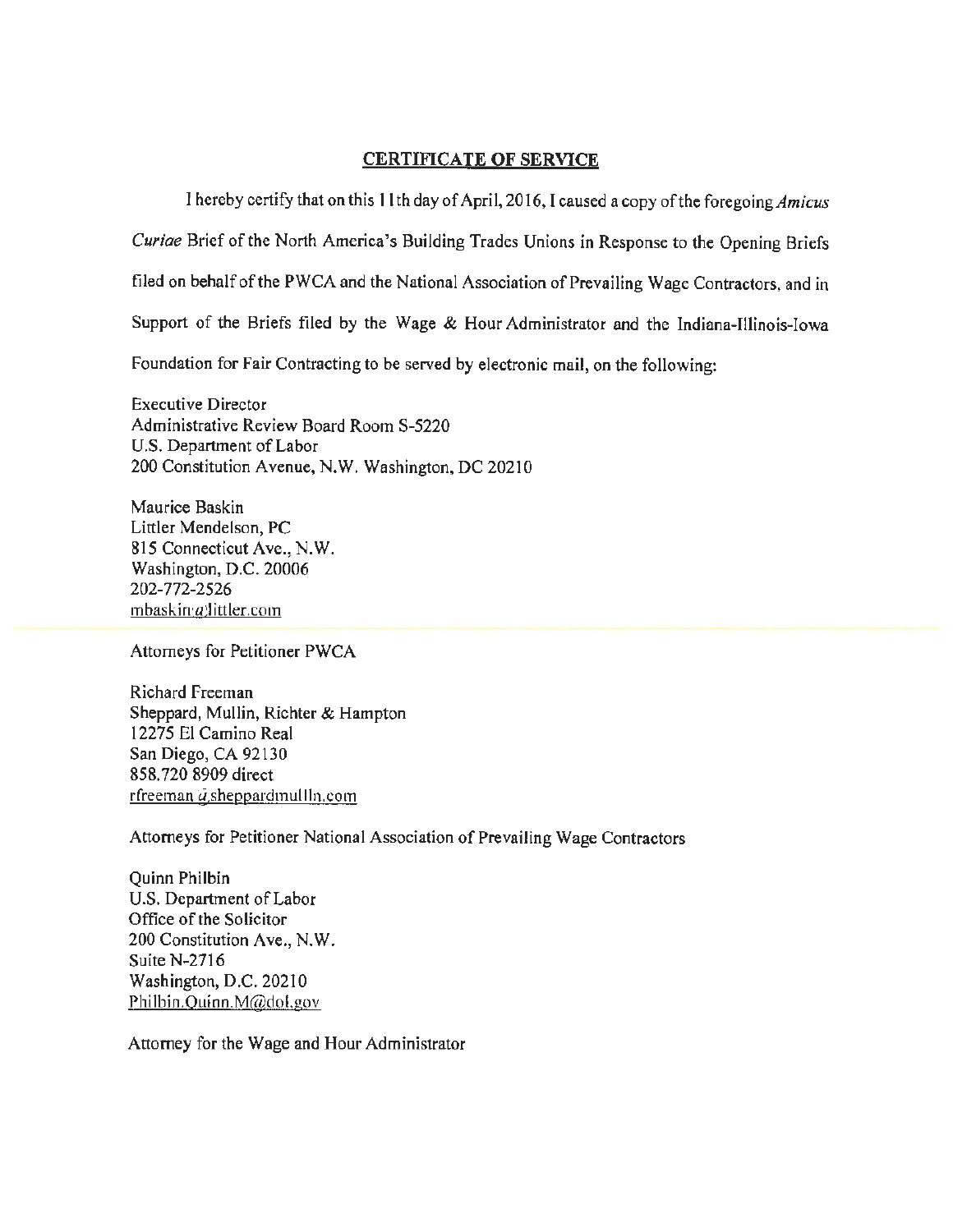## CERTIFICATE OF SERVICE

I hereby certify that on this 11th day of April, 2016, I caused a copy of the foregoing *Amicus Curiae* Brief of the North America's Building Trades Unions in Response to the Opening Briefs filed on behalf of the PWCA and the National Association of Prevailing Wage Contractors, and in Support of the Briefs filed by the Wage & Hour Administrator and the Indiana-Illinois-Iowa Foundation for Fair Contracting to be served by electronic mail, on the following:

Executive Director
Administrative Review Board Room S-5220
U.S. Department of Labor
200 Constitution Avenue, N.W. Washington, DC 20210

Maurice Baskin
Littler Mendelson, PC
815 Connecticut Ave., N.W.
Washington, D.C. 20006
202-772-2526
mbaskin@littler.com

Attorneys for Petitioner PWCA

Richard Freeman
Sheppard, Mullin, Richter & Hampton
12275 El Camino Real
San Diego, CA 92130
858.720 8909 direct
rfreeman@sheppardmullin.com

Attorneys for Petitioner National Association of Prevailing Wage Contractors

Quinn Philbin
U.S. Department of Labor
Office of the Solicitor
200 Constitution Ave., N.W.
Suite N-2716
Washington, D.C. 20210
Philbin.Quinn.M@dol.gov

Attorney for the Wage and Hour Administrator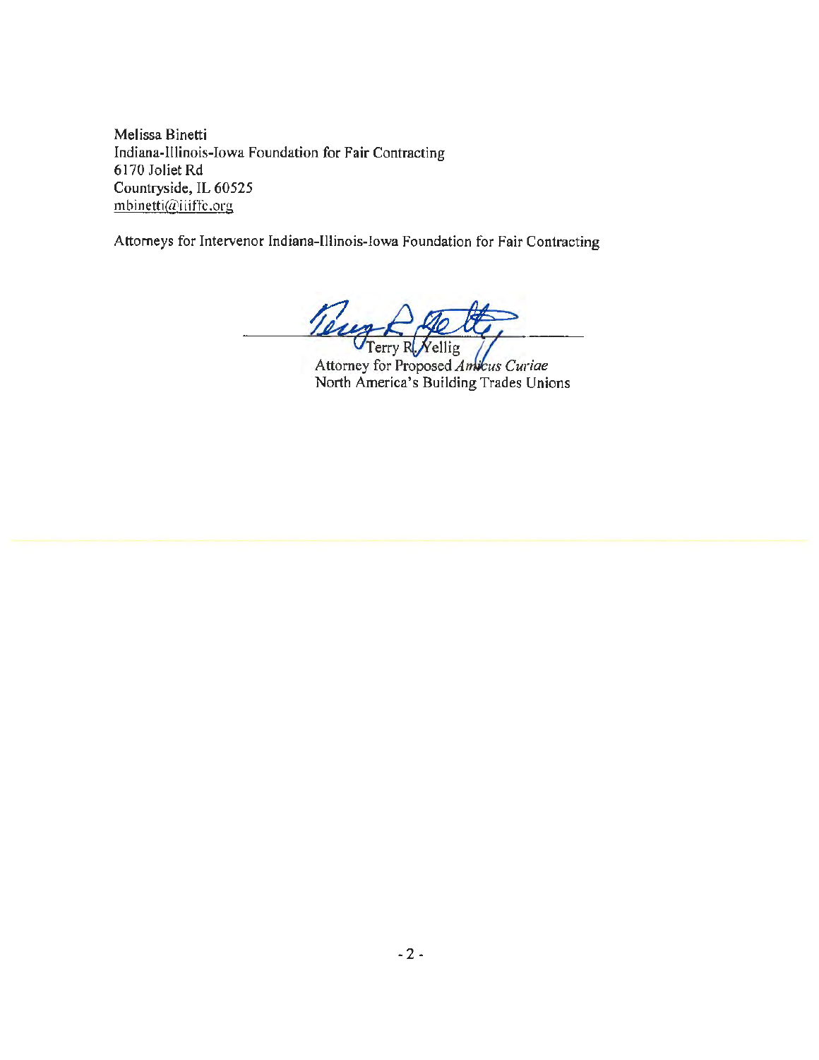Melissa Binetti
Indiana-Illinois-Iowa Foundation for Fair Contracting
6170 Joliet Rd
Countryside, IL 60525
mbinetti@iiiffc.org

Attorneys for Intervenor Indiana-Illinois-Iowa Foundation for Fair Contracting

Terry R. Yellig
Attorney for Proposed *Amicus Curiae*
North America's Building Trades Unions